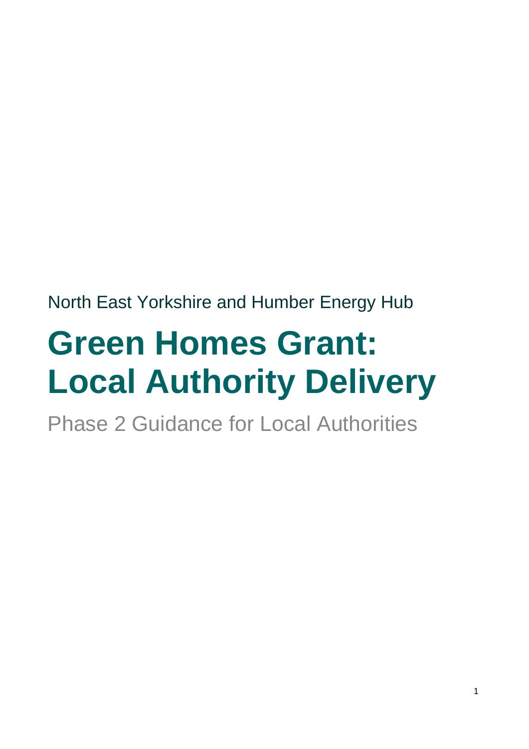North East Yorkshire and Humber Energy Hub

# Green Homes Grant: Local Authority Delivery

## Phase 2 Guidance for Local Authorities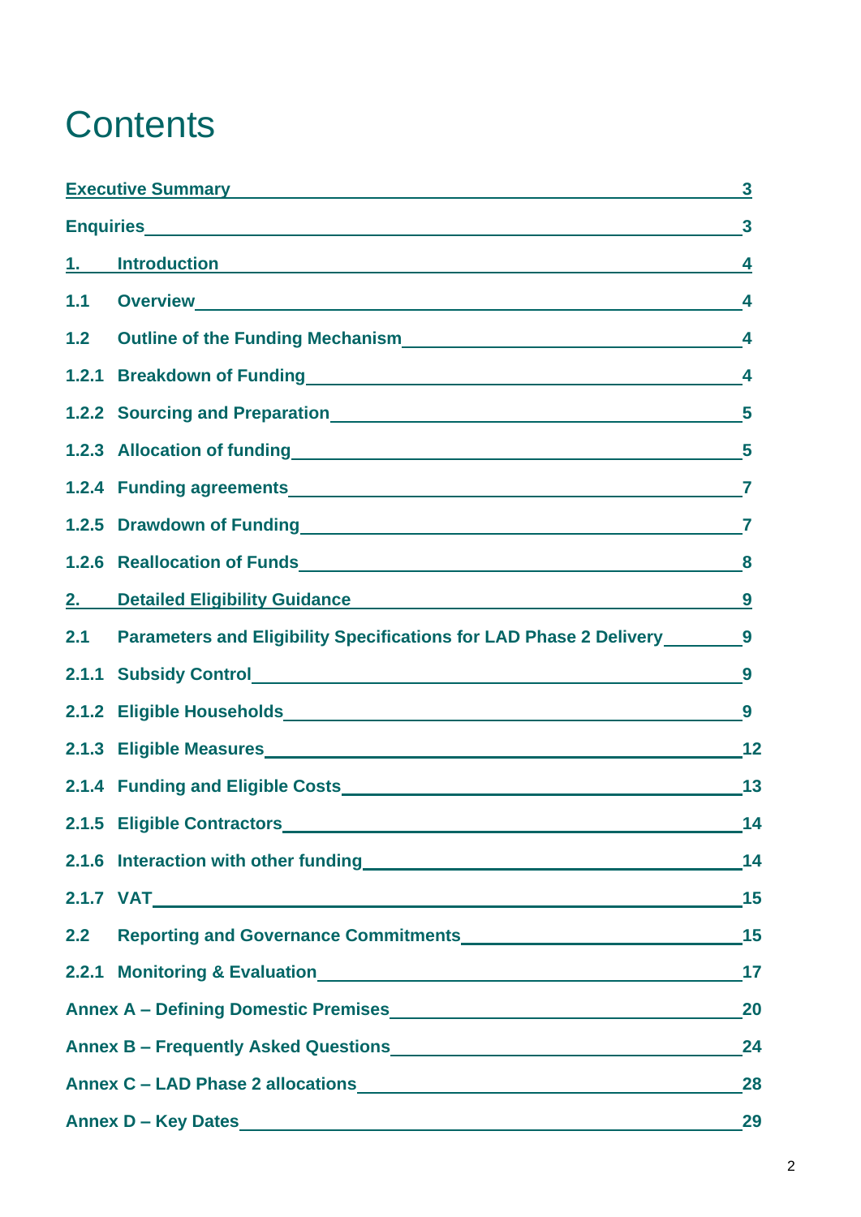# Contents

- Executive Summary — 3
- Enquiries — 3
- 1. Introduction — 4
  - 1.1 Overview — 4
  - 1.2 Outline of the Funding Mechanism — 4
    - 1.2.1 Breakdown of Funding — 4
    - 1.2.2 Sourcing and Preparation — 5
    - 1.2.3 Allocation of funding — 5
    - 1.2.4 Funding agreements — 7
    - 1.2.5 Drawdown of Funding — 7
    - 1.2.6 Reallocation of Funds — 8
- 2. Detailed Eligibility Guidance — 9
  - 2.1 Parameters and Eligibility Specifications for LAD Phase 2 Delivery — 9
    - 2.1.1 Subsidy Control — 9
    - 2.1.2 Eligible Households — 9
    - 2.1.3 Eligible Measures — 12
    - 2.1.4 Funding and Eligible Costs — 13
    - 2.1.5 Eligible Contractors — 14
    - 2.1.6 Interaction with other funding — 14
    - 2.1.7 VAT — 15
  - 2.2 Reporting and Governance Commitments — 15
    - 2.2.1 Monitoring & Evaluation — 17
- Annex A – Defining Domestic Premises — 20
- Annex B – Frequently Asked Questions — 24
- Annex C – LAD Phase 2 allocations — 28
- Annex D – Key Dates — 29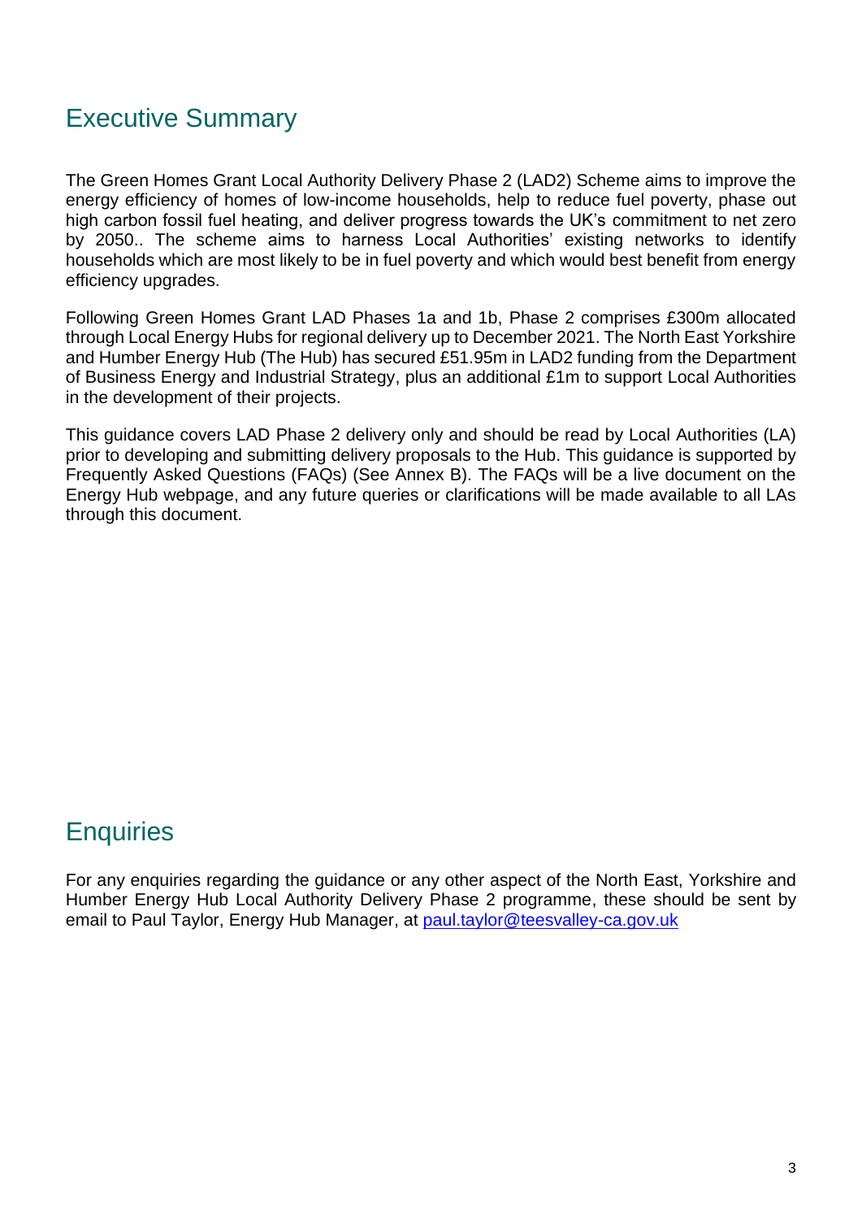## Executive Summary

The Green Homes Grant Local Authority Delivery Phase 2 (LAD2) Scheme aims to improve the energy efficiency of homes of low-income households, help to reduce fuel poverty, phase out high carbon fossil fuel heating, and deliver progress towards the UK's commitment to net zero by 2050.. The scheme aims to harness Local Authorities' existing networks to identify households which are most likely to be in fuel poverty and which would best benefit from energy efficiency upgrades.

Following Green Homes Grant LAD Phases 1a and 1b, Phase 2 comprises £300m allocated through Local Energy Hubs for regional delivery up to December 2021. The North East Yorkshire and Humber Energy Hub (The Hub) has secured £51.95m in LAD2 funding from the Department of Business Energy and Industrial Strategy, plus an additional £1m to support Local Authorities in the development of their projects.

This guidance covers LAD Phase 2 delivery only and should be read by Local Authorities (LA) prior to developing and submitting delivery proposals to the Hub. This guidance is supported by Frequently Asked Questions (FAQs) (See Annex B). The FAQs will be a live document on the Energy Hub webpage, and any future queries or clarifications will be made available to all LAs through this document.

## Enquiries

For any enquiries regarding the guidance or any other aspect of the North East, Yorkshire and Humber Energy Hub Local Authority Delivery Phase 2 programme, these should be sent by email to Paul Taylor, Energy Hub Manager, at [paul.taylor@teesvalley-ca.gov.uk](mailto:paul.taylor@teesvalley-ca.gov.uk)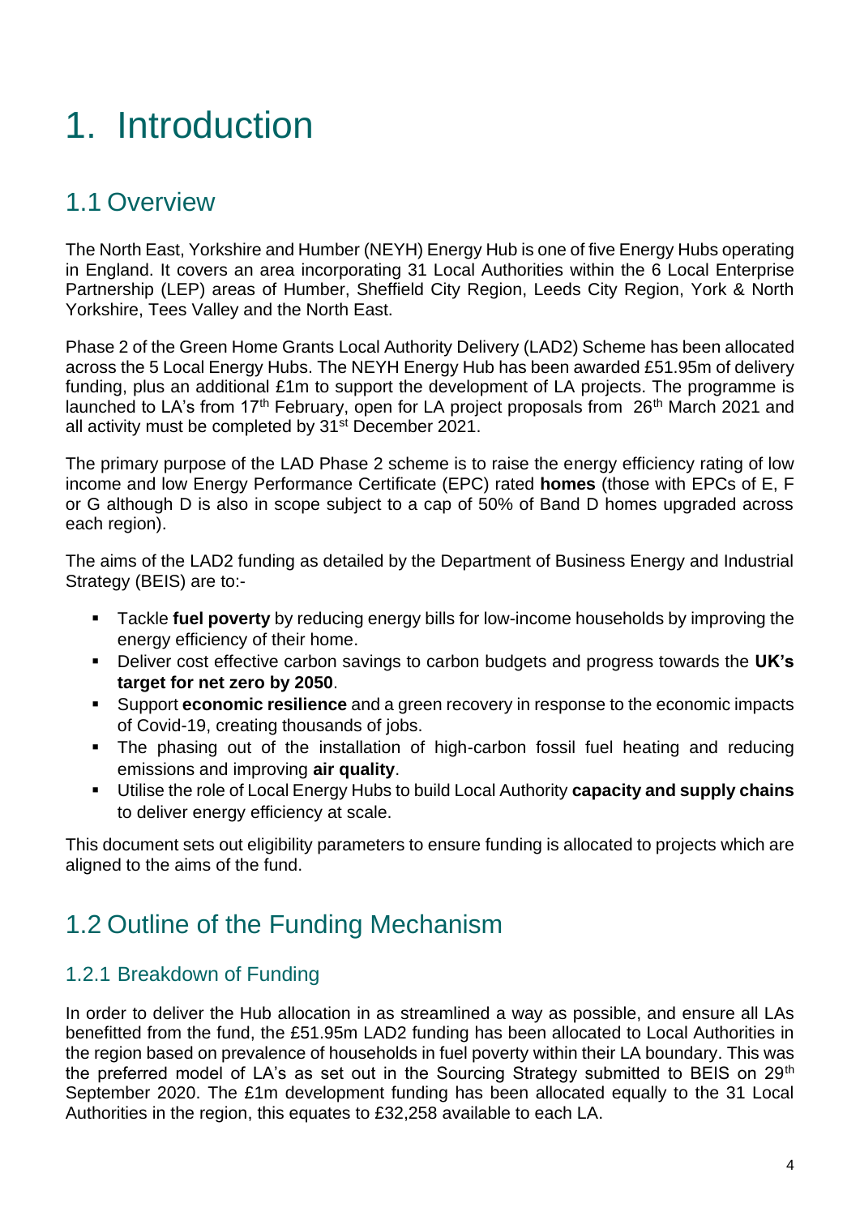# 1. Introduction

## 1.1 Overview

The North East, Yorkshire and Humber (NEYH) Energy Hub is one of five Energy Hubs operating in England. It covers an area incorporating 31 Local Authorities within the 6 Local Enterprise Partnership (LEP) areas of Humber, Sheffield City Region, Leeds City Region, York & North Yorkshire, Tees Valley and the North East.

Phase 2 of the Green Home Grants Local Authority Delivery (LAD2) Scheme has been allocated across the 5 Local Energy Hubs. The NEYH Energy Hub has been awarded £51.95m of delivery funding, plus an additional £1m to support the development of LA projects. The programme is launched to LA's from 17th February, open for LA project proposals from 26th March 2021 and all activity must be completed by 31st December 2021.

The primary purpose of the LAD Phase 2 scheme is to raise the energy efficiency rating of low income and low Energy Performance Certificate (EPC) rated **homes** (those with EPCs of E, F or G although D is also in scope subject to a cap of 50% of Band D homes upgraded across each region).

The aims of the LAD2 funding as detailed by the Department of Business Energy and Industrial Strategy (BEIS) are to:-

- Tackle **fuel poverty** by reducing energy bills for low-income households by improving the energy efficiency of their home.
- Deliver cost effective carbon savings to carbon budgets and progress towards the **UK's target for net zero by 2050**.
- Support **economic resilience** and a green recovery in response to the economic impacts of Covid-19, creating thousands of jobs.
- The phasing out of the installation of high-carbon fossil fuel heating and reducing emissions and improving **air quality**.
- Utilise the role of Local Energy Hubs to build Local Authority **capacity and supply chains** to deliver energy efficiency at scale.

This document sets out eligibility parameters to ensure funding is allocated to projects which are aligned to the aims of the fund.

## 1.2 Outline of the Funding Mechanism

### 1.2.1 Breakdown of Funding

In order to deliver the Hub allocation in as streamlined a way as possible, and ensure all LAs benefitted from the fund, the £51.95m LAD2 funding has been allocated to Local Authorities in the region based on prevalence of households in fuel poverty within their LA boundary. This was the preferred model of LA's as set out in the Sourcing Strategy submitted to BEIS on 29th September 2020. The £1m development funding has been allocated equally to the 31 Local Authorities in the region, this equates to £32,258 available to each LA.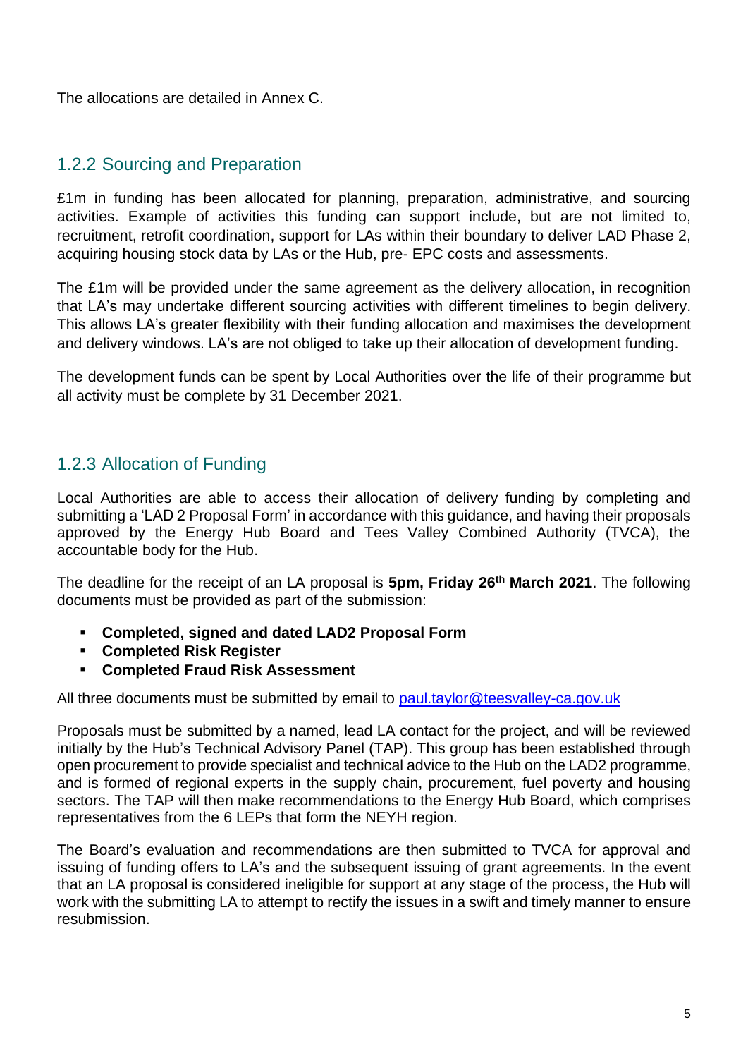The allocations are detailed in Annex C.

### 1.2.2 Sourcing and Preparation

£1m in funding has been allocated for planning, preparation, administrative, and sourcing activities. Example of activities this funding can support include, but are not limited to, recruitment, retrofit coordination, support for LAs within their boundary to deliver LAD Phase 2, acquiring housing stock data by LAs or the Hub, pre- EPC costs and assessments.

The £1m will be provided under the same agreement as the delivery allocation, in recognition that LA's may undertake different sourcing activities with different timelines to begin delivery. This allows LA's greater flexibility with their funding allocation and maximises the development and delivery windows. LA's are not obliged to take up their allocation of development funding.

The development funds can be spent by Local Authorities over the life of their programme but all activity must be complete by 31 December 2021.

### 1.2.3 Allocation of Funding

Local Authorities are able to access their allocation of delivery funding by completing and submitting a 'LAD 2 Proposal Form' in accordance with this guidance, and having their proposals approved by the Energy Hub Board and Tees Valley Combined Authority (TVCA), the accountable body for the Hub.

The deadline for the receipt of an LA proposal is **5pm, Friday 26th March 2021**. The following documents must be provided as part of the submission:

- **Completed, signed and dated LAD2 Proposal Form**
- **Completed Risk Register**
- **Completed Fraud Risk Assessment**

All three documents must be submitted by email to paul.taylor@teesvalley-ca.gov.uk

Proposals must be submitted by a named, lead LA contact for the project, and will be reviewed initially by the Hub's Technical Advisory Panel (TAP). This group has been established through open procurement to provide specialist and technical advice to the Hub on the LAD2 programme, and is formed of regional experts in the supply chain, procurement, fuel poverty and housing sectors. The TAP will then make recommendations to the Energy Hub Board, which comprises representatives from the 6 LEPs that form the NEYH region.

The Board's evaluation and recommendations are then submitted to TVCA for approval and issuing of funding offers to LA's and the subsequent issuing of grant agreements. In the event that an LA proposal is considered ineligible for support at any stage of the process, the Hub will work with the submitting LA to attempt to rectify the issues in a swift and timely manner to ensure resubmission.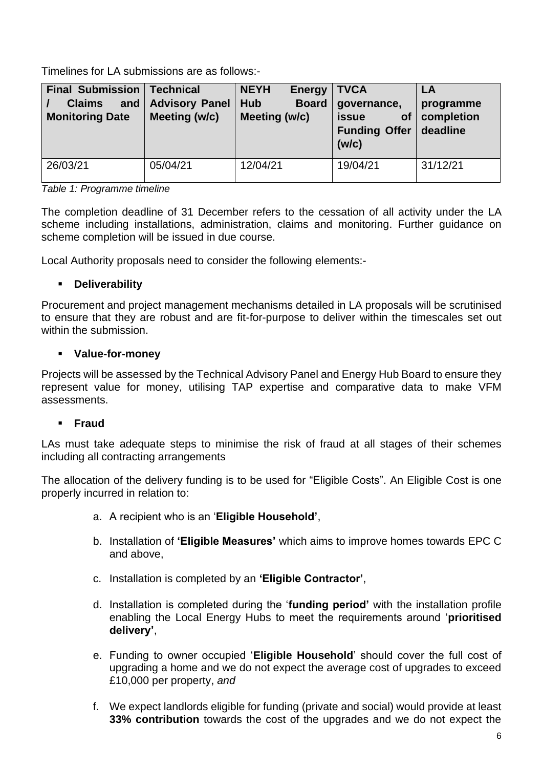Timelines for LA submissions are as follows:-

| Final Submission / Claims and Monitoring Date | Technical Advisory Panel Meeting (w/c) | NEYH Energy Hub Board Meeting (w/c) | TVCA governance, issue of Funding Offer (w/c) | LA programme completion deadline |
|---|---|---|---|---|
| 26/03/21 | 05/04/21 | 12/04/21 | 19/04/21 | 31/12/21 |

*Table 1: Programme timeline*

The completion deadline of 31 December refers to the cessation of all activity under the LA scheme including installations, administration, claims and monitoring. Further guidance on scheme completion will be issued in due course.

Local Authority proposals need to consider the following elements:-

- **Deliverability**

Procurement and project management mechanisms detailed in LA proposals will be scrutinised to ensure that they are robust and are fit-for-purpose to deliver within the timescales set out within the submission.

- **Value-for-money**

Projects will be assessed by the Technical Advisory Panel and Energy Hub Board to ensure they represent value for money, utilising TAP expertise and comparative data to make VFM assessments.

- **Fraud**

LAs must take adequate steps to minimise the risk of fraud at all stages of their schemes including all contracting arrangements

The allocation of the delivery funding is to be used for "Eligible Costs". An Eligible Cost is one properly incurred in relation to:

a. A recipient who is an '**Eligible Household'**,

b. Installation of **'Eligible Measures'** which aims to improve homes towards EPC C and above,

c. Installation is completed by an **'Eligible Contractor'**,

d. Installation is completed during the '**funding period'** with the installation profile enabling the Local Energy Hubs to meet the requirements around '**prioritised delivery'**,

e. Funding to owner occupied '**Eligible Household**' should cover the full cost of upgrading a home and we do not expect the average cost of upgrades to exceed £10,000 per property, *and*

f. We expect landlords eligible for funding (private and social) would provide at least **33% contribution** towards the cost of the upgrades and we do not expect the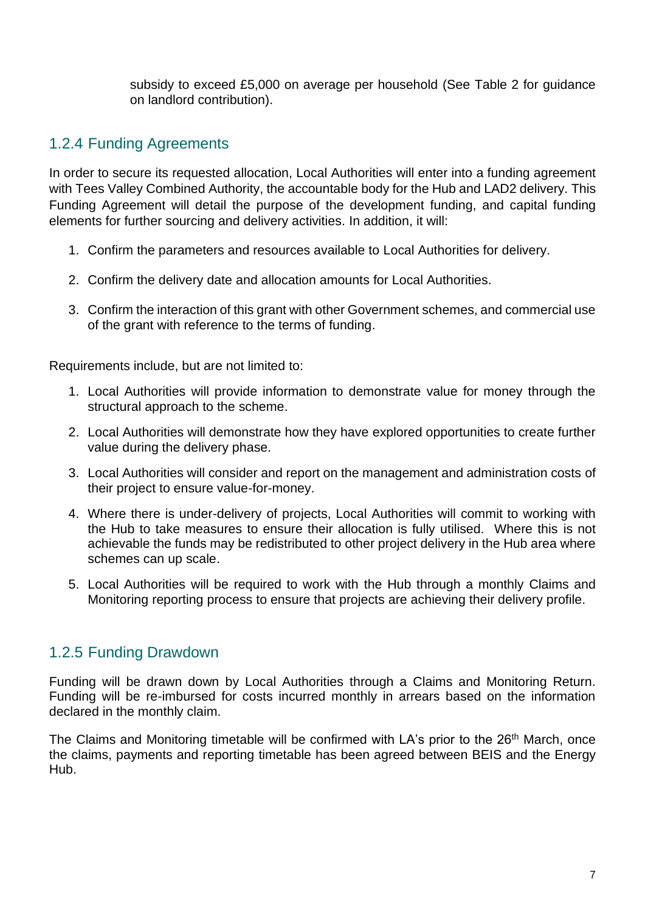subsidy to exceed £5,000 on average per household (See Table 2 for guidance on landlord contribution).

### 1.2.4 Funding Agreements

In order to secure its requested allocation, Local Authorities will enter into a funding agreement with Tees Valley Combined Authority, the accountable body for the Hub and LAD2 delivery. This Funding Agreement will detail the purpose of the development funding, and capital funding elements for further sourcing and delivery activities. In addition, it will:

1. Confirm the parameters and resources available to Local Authorities for delivery.
2. Confirm the delivery date and allocation amounts for Local Authorities.
3. Confirm the interaction of this grant with other Government schemes, and commercial use of the grant with reference to the terms of funding.

Requirements include, but are not limited to:

1. Local Authorities will provide information to demonstrate value for money through the structural approach to the scheme.
2. Local Authorities will demonstrate how they have explored opportunities to create further value during the delivery phase.
3. Local Authorities will consider and report on the management and administration costs of their project to ensure value-for-money.
4. Where there is under-delivery of projects, Local Authorities will commit to working with the Hub to take measures to ensure their allocation is fully utilised. Where this is not achievable the funds may be redistributed to other project delivery in the Hub area where schemes can up scale.
5. Local Authorities will be required to work with the Hub through a monthly Claims and Monitoring reporting process to ensure that projects are achieving their delivery profile.

### 1.2.5 Funding Drawdown

Funding will be drawn down by Local Authorities through a Claims and Monitoring Return. Funding will be re-imbursed for costs incurred monthly in arrears based on the information declared in the monthly claim.

The Claims and Monitoring timetable will be confirmed with LA's prior to the 26th March, once the claims, payments and reporting timetable has been agreed between BEIS and the Energy Hub.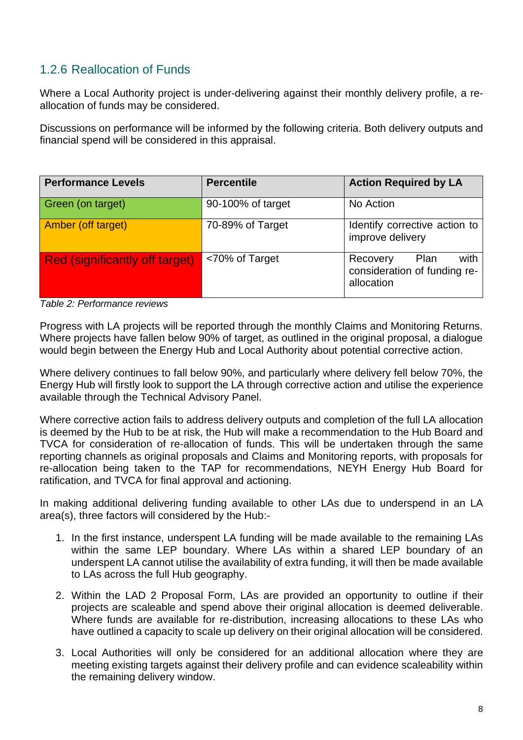### 1.2.6 Reallocation of Funds

Where a Local Authority project is under-delivering against their monthly delivery profile, a re-allocation of funds may be considered.

Discussions on performance will be informed by the following criteria. Both delivery outputs and financial spend will be considered in this appraisal.

| Performance Levels | Percentile | Action Required by LA |
|---|---|---|
| Green (on target) | 90-100% of target | No Action |
| Amber (off target) | 70-89% of Target | Identify corrective action to improve delivery |
| Red (significantly off target) | <70% of Target | Recovery Plan with consideration of funding re-allocation |

*Table 2: Performance reviews*

Progress with LA projects will be reported through the monthly Claims and Monitoring Returns. Where projects have fallen below 90% of target, as outlined in the original proposal, a dialogue would begin between the Energy Hub and Local Authority about potential corrective action.

Where delivery continues to fall below 90%, and particularly where delivery fell below 70%, the Energy Hub will firstly look to support the LA through corrective action and utilise the experience available through the Technical Advisory Panel.

Where corrective action fails to address delivery outputs and completion of the full LA allocation is deemed by the Hub to be at risk, the Hub will make a recommendation to the Hub Board and TVCA for consideration of re-allocation of funds. This will be undertaken through the same reporting channels as original proposals and Claims and Monitoring reports, with proposals for re-allocation being taken to the TAP for recommendations, NEYH Energy Hub Board for ratification, and TVCA for final approval and actioning.

In making additional delivering funding available to other LAs due to underspend in an LA area(s), three factors will considered by the Hub:-

1. In the first instance, underspent LA funding will be made available to the remaining LAs within the same LEP boundary. Where LAs within a shared LEP boundary of an underspent LA cannot utilise the availability of extra funding, it will then be made available to LAs across the full Hub geography.
2. Within the LAD 2 Proposal Form, LAs are provided an opportunity to outline if their projects are scaleable and spend above their original allocation is deemed deliverable. Where funds are available for re-distribution, increasing allocations to these LAs who have outlined a capacity to scale up delivery on their original allocation will be considered.
3. Local Authorities will only be considered for an additional allocation where they are meeting existing targets against their delivery profile and can evidence scaleability within the remaining delivery window.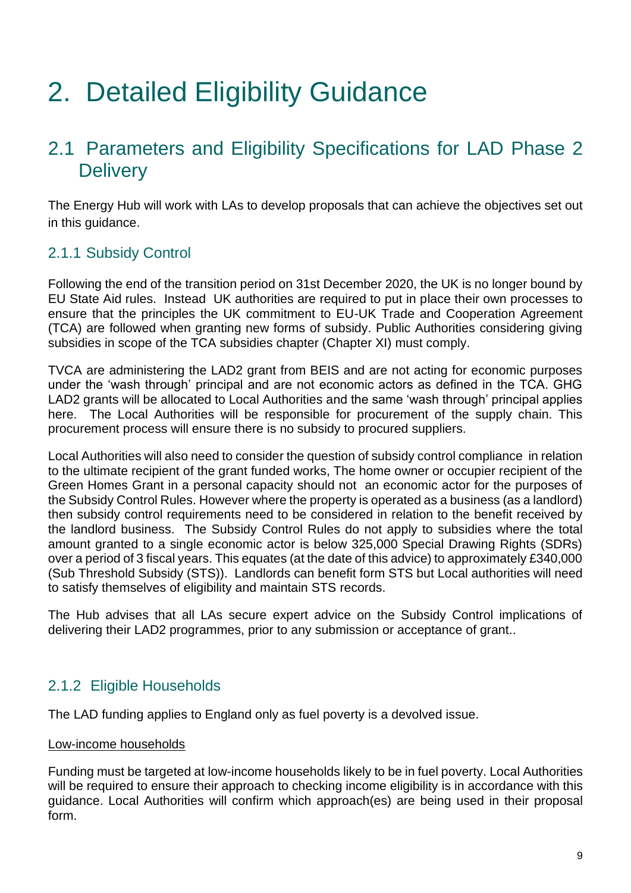# 2. Detailed Eligibility Guidance

## 2.1 Parameters and Eligibility Specifications for LAD Phase 2 Delivery

The Energy Hub will work with LAs to develop proposals that can achieve the objectives set out in this guidance.

### 2.1.1 Subsidy Control

Following the end of the transition period on 31st December 2020, the UK is no longer bound by EU State Aid rules. Instead UK authorities are required to put in place their own processes to ensure that the principles the UK commitment to EU-UK Trade and Cooperation Agreement (TCA) are followed when granting new forms of subsidy. Public Authorities considering giving subsidies in scope of the TCA subsidies chapter (Chapter XI) must comply.

TVCA are administering the LAD2 grant from BEIS and are not acting for economic purposes under the 'wash through' principal and are not economic actors as defined in the TCA. GHG LAD2 grants will be allocated to Local Authorities and the same 'wash through' principal applies here. The Local Authorities will be responsible for procurement of the supply chain. This procurement process will ensure there is no subsidy to procured suppliers.

Local Authorities will also need to consider the question of subsidy control compliance in relation to the ultimate recipient of the grant funded works, The home owner or occupier recipient of the Green Homes Grant in a personal capacity should not an economic actor for the purposes of the Subsidy Control Rules. However where the property is operated as a business (as a landlord) then subsidy control requirements need to be considered in relation to the benefit received by the landlord business. The Subsidy Control Rules do not apply to subsidies where the total amount granted to a single economic actor is below 325,000 Special Drawing Rights (SDRs) over a period of 3 fiscal years. This equates (at the date of this advice) to approximately £340,000 (Sub Threshold Subsidy (STS)). Landlords can benefit form STS but Local authorities will need to satisfy themselves of eligibility and maintain STS records.

The Hub advises that all LAs secure expert advice on the Subsidy Control implications of delivering their LAD2 programmes, prior to any submission or acceptance of grant..

### 2.1.2 Eligible Households

The LAD funding applies to England only as fuel poverty is a devolved issue.

Low-income households

Funding must be targeted at low-income households likely to be in fuel poverty. Local Authorities will be required to ensure their approach to checking income eligibility is in accordance with this guidance. Local Authorities will confirm which approach(es) are being used in their proposal form.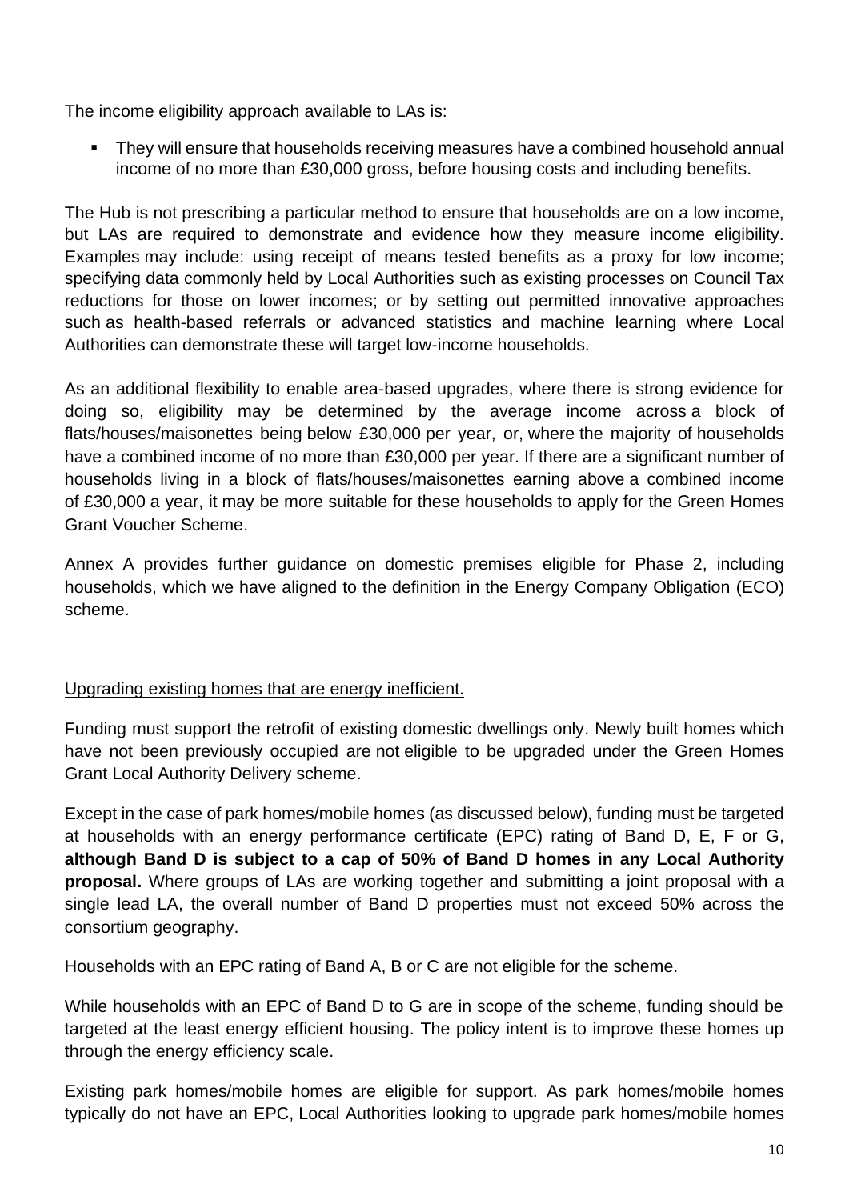The income eligibility approach available to LAs is:

- They will ensure that households receiving measures have a combined household annual income of no more than £30,000 gross, before housing costs and including benefits.

The Hub is not prescribing a particular method to ensure that households are on a low income, but LAs are required to demonstrate and evidence how they measure income eligibility. Examples may include: using receipt of means tested benefits as a proxy for low income; specifying data commonly held by Local Authorities such as existing processes on Council Tax reductions for those on lower incomes; or by setting out permitted innovative approaches such as health-based referrals or advanced statistics and machine learning where Local Authorities can demonstrate these will target low-income households.

As an additional flexibility to enable area-based upgrades, where there is strong evidence for doing so, eligibility may be determined by the average income across a block of flats/houses/maisonettes being below £30,000 per year, or, where the majority of households have a combined income of no more than £30,000 per year. If there are a significant number of households living in a block of flats/houses/maisonettes earning above a combined income of £30,000 a year, it may be more suitable for these households to apply for the Green Homes Grant Voucher Scheme.

Annex A provides further guidance on domestic premises eligible for Phase 2, including households, which we have aligned to the definition in the Energy Company Obligation (ECO) scheme.

Upgrading existing homes that are energy inefficient.

Funding must support the retrofit of existing domestic dwellings only. Newly built homes which have not been previously occupied are not eligible to be upgraded under the Green Homes Grant Local Authority Delivery scheme.

Except in the case of park homes/mobile homes (as discussed below), funding must be targeted at households with an energy performance certificate (EPC) rating of Band D, E, F or G, **although Band D is subject to a cap of 50% of Band D homes in any Local Authority proposal.** Where groups of LAs are working together and submitting a joint proposal with a single lead LA, the overall number of Band D properties must not exceed 50% across the consortium geography.

Households with an EPC rating of Band A, B or C are not eligible for the scheme.

While households with an EPC of Band D to G are in scope of the scheme, funding should be targeted at the least energy efficient housing. The policy intent is to improve these homes up through the energy efficiency scale.

Existing park homes/mobile homes are eligible for support. As park homes/mobile homes typically do not have an EPC, Local Authorities looking to upgrade park homes/mobile homes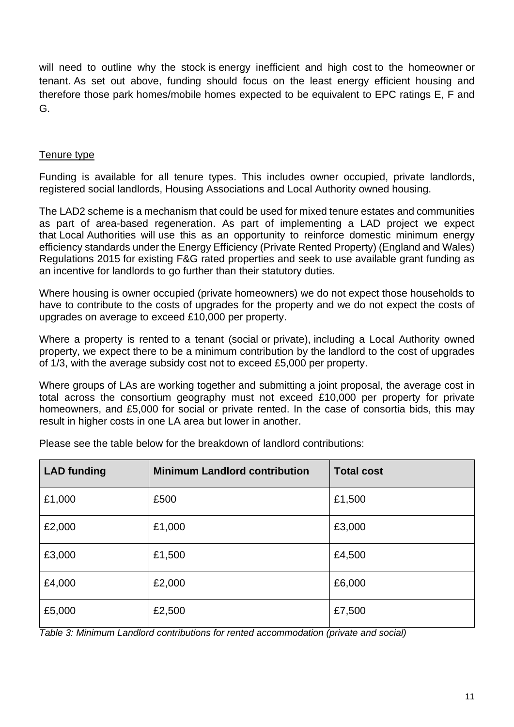will need to outline why the stock is energy inefficient and high cost to the homeowner or tenant. As set out above, funding should focus on the least energy efficient housing and therefore those park homes/mobile homes expected to be equivalent to EPC ratings E, F and G.

## Tenure type

Funding is available for all tenure types. This includes owner occupied, private landlords, registered social landlords, Housing Associations and Local Authority owned housing.

The LAD2 scheme is a mechanism that could be used for mixed tenure estates and communities as part of area-based regeneration. As part of implementing a LAD project we expect that Local Authorities will use this as an opportunity to reinforce domestic minimum energy efficiency standards under the Energy Efficiency (Private Rented Property) (England and Wales) Regulations 2015 for existing F&G rated properties and seek to use available grant funding as an incentive for landlords to go further than their statutory duties.

Where housing is owner occupied (private homeowners) we do not expect those households to have to contribute to the costs of upgrades for the property and we do not expect the costs of upgrades on average to exceed £10,000 per property.

Where a property is rented to a tenant (social or private), including a Local Authority owned property, we expect there to be a minimum contribution by the landlord to the cost of upgrades of 1/3, with the average subsidy cost not to exceed £5,000 per property.

Where groups of LAs are working together and submitting a joint proposal, the average cost in total across the consortium geography must not exceed £10,000 per property for private homeowners, and £5,000 for social or private rented. In the case of consortia bids, this may result in higher costs in one LA area but lower in another.

Please see the table below for the breakdown of landlord contributions:

| LAD funding | Minimum Landlord contribution | Total cost |
|---|---|---|
| £1,000 | £500 | £1,500 |
| £2,000 | £1,000 | £3,000 |
| £3,000 | £1,500 | £4,500 |
| £4,000 | £2,000 | £6,000 |
| £5,000 | £2,500 | £7,500 |

*Table 3: Minimum Landlord contributions for rented accommodation (private and social)*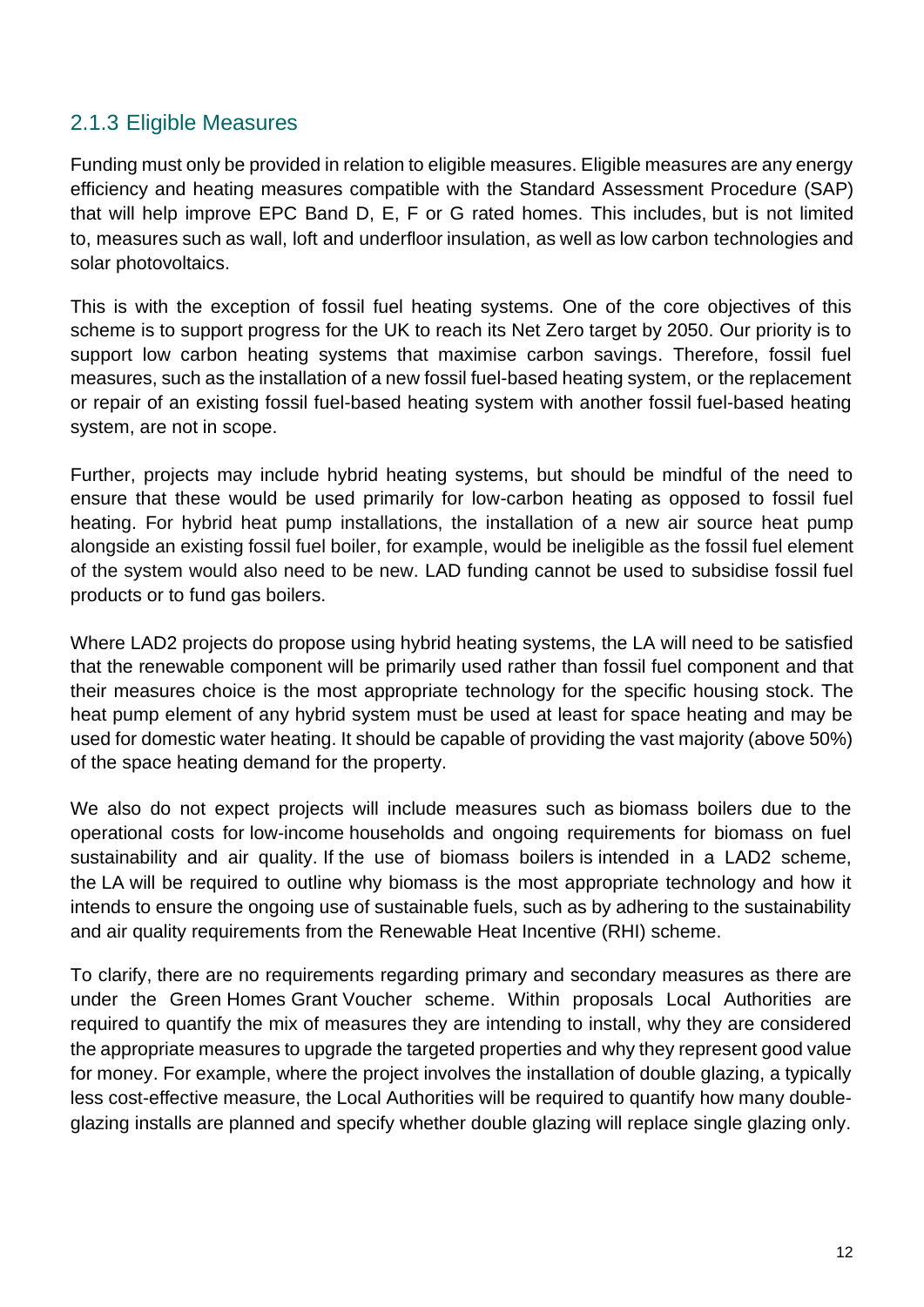### 2.1.3 Eligible Measures

Funding must only be provided in relation to eligible measures. Eligible measures are any energy efficiency and heating measures compatible with the Standard Assessment Procedure (SAP) that will help improve EPC Band D, E, F or G rated homes. This includes, but is not limited to, measures such as wall, loft and underfloor insulation, as well as low carbon technologies and solar photovoltaics.

This is with the exception of fossil fuel heating systems. One of the core objectives of this scheme is to support progress for the UK to reach its Net Zero target by 2050. Our priority is to support low carbon heating systems that maximise carbon savings. Therefore, fossil fuel measures, such as the installation of a new fossil fuel-based heating system, or the replacement or repair of an existing fossil fuel-based heating system with another fossil fuel-based heating system, are not in scope.

Further, projects may include hybrid heating systems, but should be mindful of the need to ensure that these would be used primarily for low-carbon heating as opposed to fossil fuel heating. For hybrid heat pump installations, the installation of a new air source heat pump alongside an existing fossil fuel boiler, for example, would be ineligible as the fossil fuel element of the system would also need to be new. LAD funding cannot be used to subsidise fossil fuel products or to fund gas boilers.

Where LAD2 projects do propose using hybrid heating systems, the LA will need to be satisfied that the renewable component will be primarily used rather than fossil fuel component and that their measures choice is the most appropriate technology for the specific housing stock. The heat pump element of any hybrid system must be used at least for space heating and may be used for domestic water heating. It should be capable of providing the vast majority (above 50%) of the space heating demand for the property.

We also do not expect projects will include measures such as biomass boilers due to the operational costs for low-income households and ongoing requirements for biomass on fuel sustainability and air quality. If the use of biomass boilers is intended in a LAD2 scheme, the LA will be required to outline why biomass is the most appropriate technology and how it intends to ensure the ongoing use of sustainable fuels, such as by adhering to the sustainability and air quality requirements from the Renewable Heat Incentive (RHI) scheme.

To clarify, there are no requirements regarding primary and secondary measures as there are under the Green Homes Grant Voucher scheme. Within proposals Local Authorities are required to quantify the mix of measures they are intending to install, why they are considered the appropriate measures to upgrade the targeted properties and why they represent good value for money. For example, where the project involves the installation of double glazing, a typically less cost-effective measure, the Local Authorities will be required to quantify how many double-glazing installs are planned and specify whether double glazing will replace single glazing only.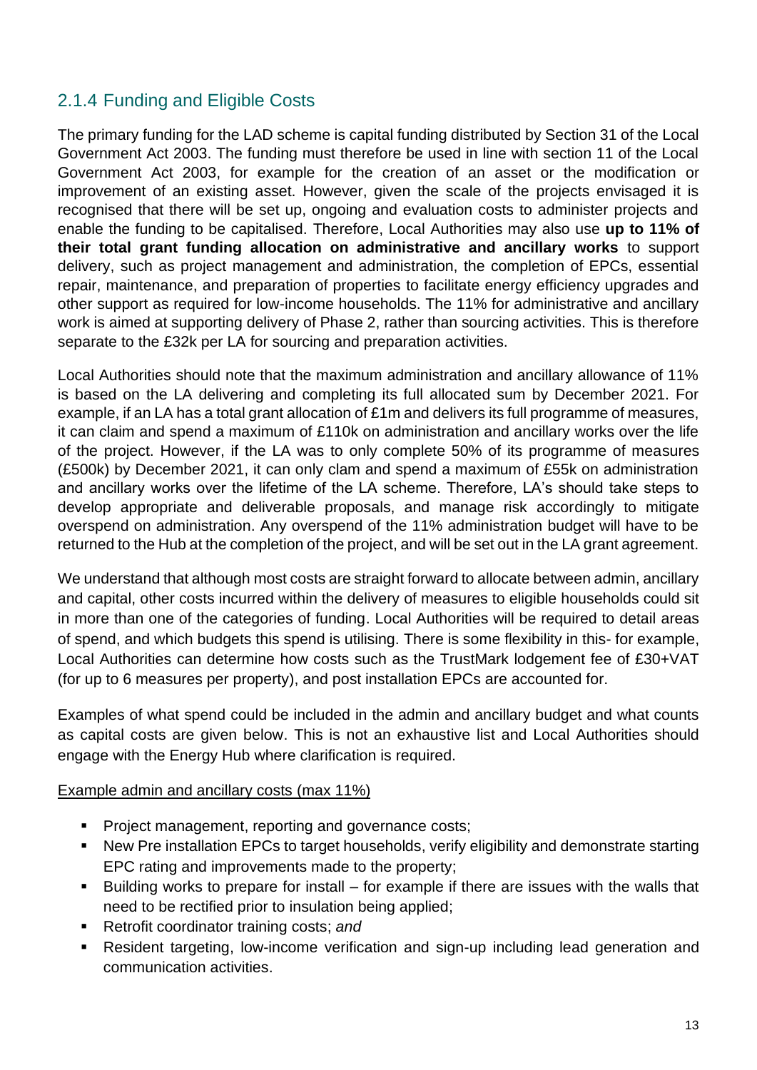## 2.1.4 Funding and Eligible Costs

The primary funding for the LAD scheme is capital funding distributed by Section 31 of the Local Government Act 2003. The funding must therefore be used in line with section 11 of the Local Government Act 2003, for example for the creation of an asset or the modification or improvement of an existing asset. However, given the scale of the projects envisaged it is recognised that there will be set up, ongoing and evaluation costs to administer projects and enable the funding to be capitalised. Therefore, Local Authorities may also use **up to 11% of their total grant funding allocation on administrative and ancillary works** to support delivery, such as project management and administration, the completion of EPCs, essential repair, maintenance, and preparation of properties to facilitate energy efficiency upgrades and other support as required for low-income households. The 11% for administrative and ancillary work is aimed at supporting delivery of Phase 2, rather than sourcing activities. This is therefore separate to the £32k per LA for sourcing and preparation activities.

Local Authorities should note that the maximum administration and ancillary allowance of 11% is based on the LA delivering and completing its full allocated sum by December 2021. For example, if an LA has a total grant allocation of £1m and delivers its full programme of measures, it can claim and spend a maximum of £110k on administration and ancillary works over the life of the project. However, if the LA was to only complete 50% of its programme of measures (£500k) by December 2021, it can only clam and spend a maximum of £55k on administration and ancillary works over the lifetime of the LA scheme. Therefore, LA's should take steps to develop appropriate and deliverable proposals, and manage risk accordingly to mitigate overspend on administration. Any overspend of the 11% administration budget will have to be returned to the Hub at the completion of the project, and will be set out in the LA grant agreement.

We understand that although most costs are straight forward to allocate between admin, ancillary and capital, other costs incurred within the delivery of measures to eligible households could sit in more than one of the categories of funding. Local Authorities will be required to detail areas of spend, and which budgets this spend is utilising. There is some flexibility in this- for example, Local Authorities can determine how costs such as the TrustMark lodgement fee of £30+VAT (for up to 6 measures per property), and post installation EPCs are accounted for.

Examples of what spend could be included in the admin and ancillary budget and what counts as capital costs are given below. This is not an exhaustive list and Local Authorities should engage with the Energy Hub where clarification is required.

<u>Example admin and ancillary costs (max 11%)</u>

- Project management, reporting and governance costs;
- New Pre installation EPCs to target households, verify eligibility and demonstrate starting EPC rating and improvements made to the property;
- Building works to prepare for install – for example if there are issues with the walls that need to be rectified prior to insulation being applied;
- Retrofit coordinator training costs; *and*
- Resident targeting, low-income verification and sign-up including lead generation and communication activities.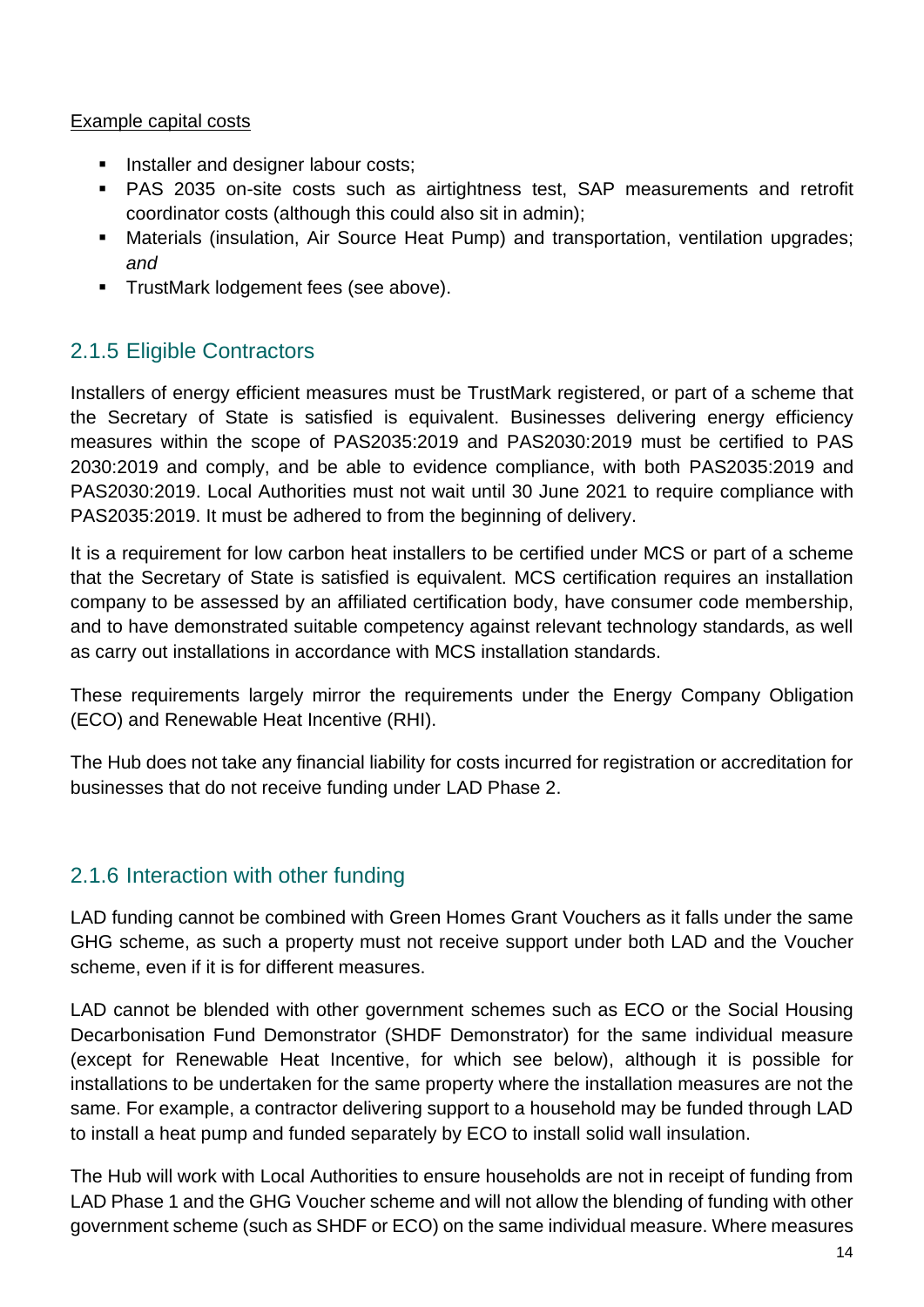Example capital costs

- Installer and designer labour costs;
- PAS 2035 on-site costs such as airtightness test, SAP measurements and retrofit coordinator costs (although this could also sit in admin);
- Materials (insulation, Air Source Heat Pump) and transportation, ventilation upgrades; *and*
- TrustMark lodgement fees (see above).

### 2.1.5 Eligible Contractors

Installers of energy efficient measures must be TrustMark registered, or part of a scheme that the Secretary of State is satisfied is equivalent. Businesses delivering energy efficiency measures within the scope of PAS2035:2019 and PAS2030:2019 must be certified to PAS 2030:2019 and comply, and be able to evidence compliance, with both PAS2035:2019 and PAS2030:2019. Local Authorities must not wait until 30 June 2021 to require compliance with PAS2035:2019. It must be adhered to from the beginning of delivery.

It is a requirement for low carbon heat installers to be certified under MCS or part of a scheme that the Secretary of State is satisfied is equivalent. MCS certification requires an installation company to be assessed by an affiliated certification body, have consumer code membership, and to have demonstrated suitable competency against relevant technology standards, as well as carry out installations in accordance with MCS installation standards.

These requirements largely mirror the requirements under the Energy Company Obligation (ECO) and Renewable Heat Incentive (RHI).

The Hub does not take any financial liability for costs incurred for registration or accreditation for businesses that do not receive funding under LAD Phase 2.

### 2.1.6 Interaction with other funding

LAD funding cannot be combined with Green Homes Grant Vouchers as it falls under the same GHG scheme, as such a property must not receive support under both LAD and the Voucher scheme, even if it is for different measures.

LAD cannot be blended with other government schemes such as ECO or the Social Housing Decarbonisation Fund Demonstrator (SHDF Demonstrator) for the same individual measure (except for Renewable Heat Incentive, for which see below), although it is possible for installations to be undertaken for the same property where the installation measures are not the same. For example, a contractor delivering support to a household may be funded through LAD to install a heat pump and funded separately by ECO to install solid wall insulation.

The Hub will work with Local Authorities to ensure households are not in receipt of funding from LAD Phase 1 and the GHG Voucher scheme and will not allow the blending of funding with other government scheme (such as SHDF or ECO) on the same individual measure. Where measures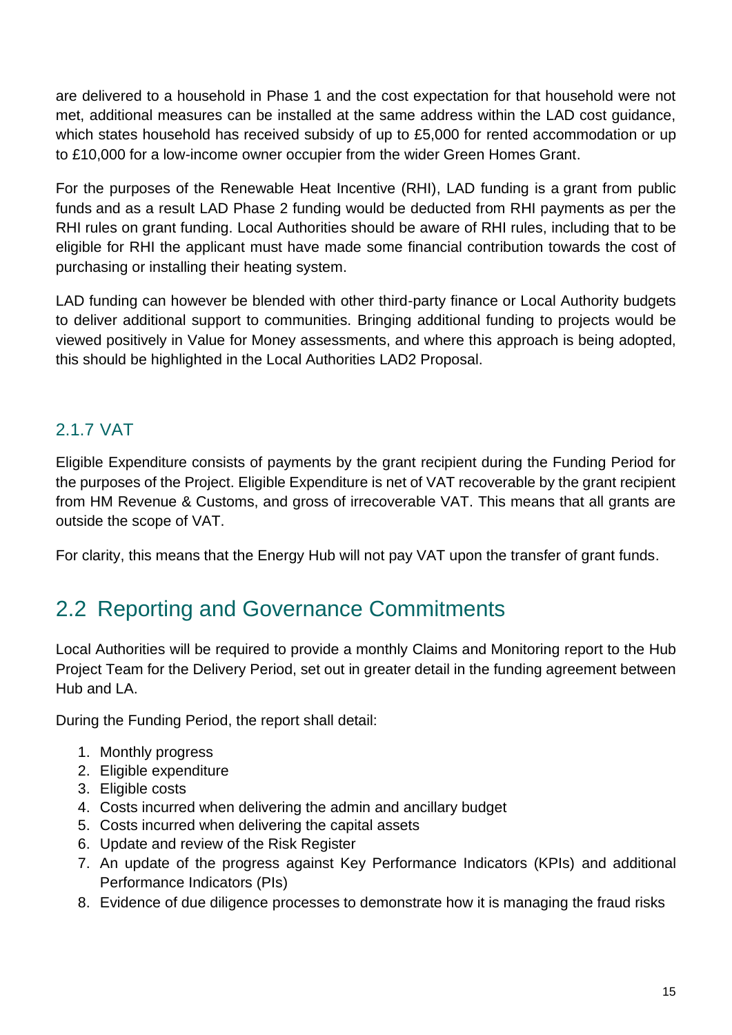are delivered to a household in Phase 1 and the cost expectation for that household were not met, additional measures can be installed at the same address within the LAD cost guidance, which states household has received subsidy of up to £5,000 for rented accommodation or up to £10,000 for a low-income owner occupier from the wider Green Homes Grant.

For the purposes of the Renewable Heat Incentive (RHI), LAD funding is a grant from public funds and as a result LAD Phase 2 funding would be deducted from RHI payments as per the RHI rules on grant funding. Local Authorities should be aware of RHI rules, including that to be eligible for RHI the applicant must have made some financial contribution towards the cost of purchasing or installing their heating system.

LAD funding can however be blended with other third-party finance or Local Authority budgets to deliver additional support to communities. Bringing additional funding to projects would be viewed positively in Value for Money assessments, and where this approach is being adopted, this should be highlighted in the Local Authorities LAD2 Proposal.

### 2.1.7 VAT

Eligible Expenditure consists of payments by the grant recipient during the Funding Period for the purposes of the Project. Eligible Expenditure is net of VAT recoverable by the grant recipient from HM Revenue & Customs, and gross of irrecoverable VAT. This means that all grants are outside the scope of VAT.

For clarity, this means that the Energy Hub will not pay VAT upon the transfer of grant funds.

## 2.2 Reporting and Governance Commitments

Local Authorities will be required to provide a monthly Claims and Monitoring report to the Hub Project Team for the Delivery Period, set out in greater detail in the funding agreement between Hub and LA.

During the Funding Period, the report shall detail:

1. Monthly progress
2. Eligible expenditure
3. Eligible costs
4. Costs incurred when delivering the admin and ancillary budget
5. Costs incurred when delivering the capital assets
6. Update and review of the Risk Register
7. An update of the progress against Key Performance Indicators (KPIs) and additional Performance Indicators (PIs)
8. Evidence of due diligence processes to demonstrate how it is managing the fraud risks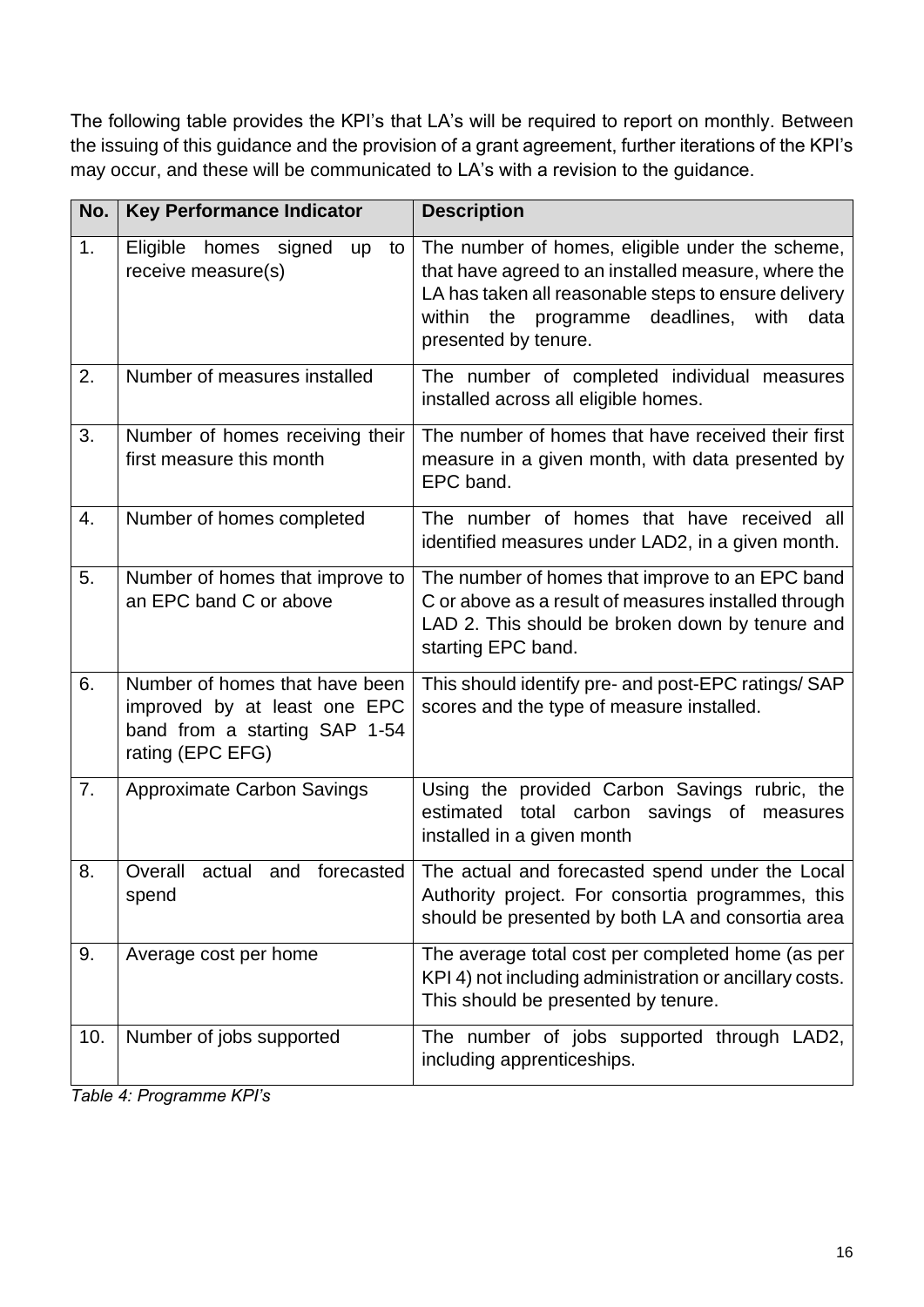The following table provides the KPI's that LA's will be required to report on monthly. Between the issuing of this guidance and the provision of a grant agreement, further iterations of the KPI's may occur, and these will be communicated to LA's with a revision to the guidance.

| No. | Key Performance Indicator | Description |
|---|---|---|
| 1. | Eligible homes signed up to receive measure(s) | The number of homes, eligible under the scheme, that have agreed to an installed measure, where the LA has taken all reasonable steps to ensure delivery within the programme deadlines, with data presented by tenure. |
| 2. | Number of measures installed | The number of completed individual measures installed across all eligible homes. |
| 3. | Number of homes receiving their first measure this month | The number of homes that have received their first measure in a given month, with data presented by EPC band. |
| 4. | Number of homes completed | The number of homes that have received all identified measures under LAD2, in a given month. |
| 5. | Number of homes that improve to an EPC band C or above | The number of homes that improve to an EPC band C or above as a result of measures installed through LAD 2. This should be broken down by tenure and starting EPC band. |
| 6. | Number of homes that have been improved by at least one EPC band from a starting SAP 1-54 rating (EPC EFG) | This should identify pre- and post-EPC ratings/ SAP scores and the type of measure installed. |
| 7. | Approximate Carbon Savings | Using the provided Carbon Savings rubric, the estimated total carbon savings of measures installed in a given month |
| 8. | Overall actual and forecasted spend | The actual and forecasted spend under the Local Authority project. For consortia programmes, this should be presented by both LA and consortia area |
| 9. | Average cost per home | The average total cost per completed home (as per KPI 4) not including administration or ancillary costs. This should be presented by tenure. |
| 10. | Number of jobs supported | The number of jobs supported through LAD2, including apprenticeships. |

*Table 4: Programme KPI's*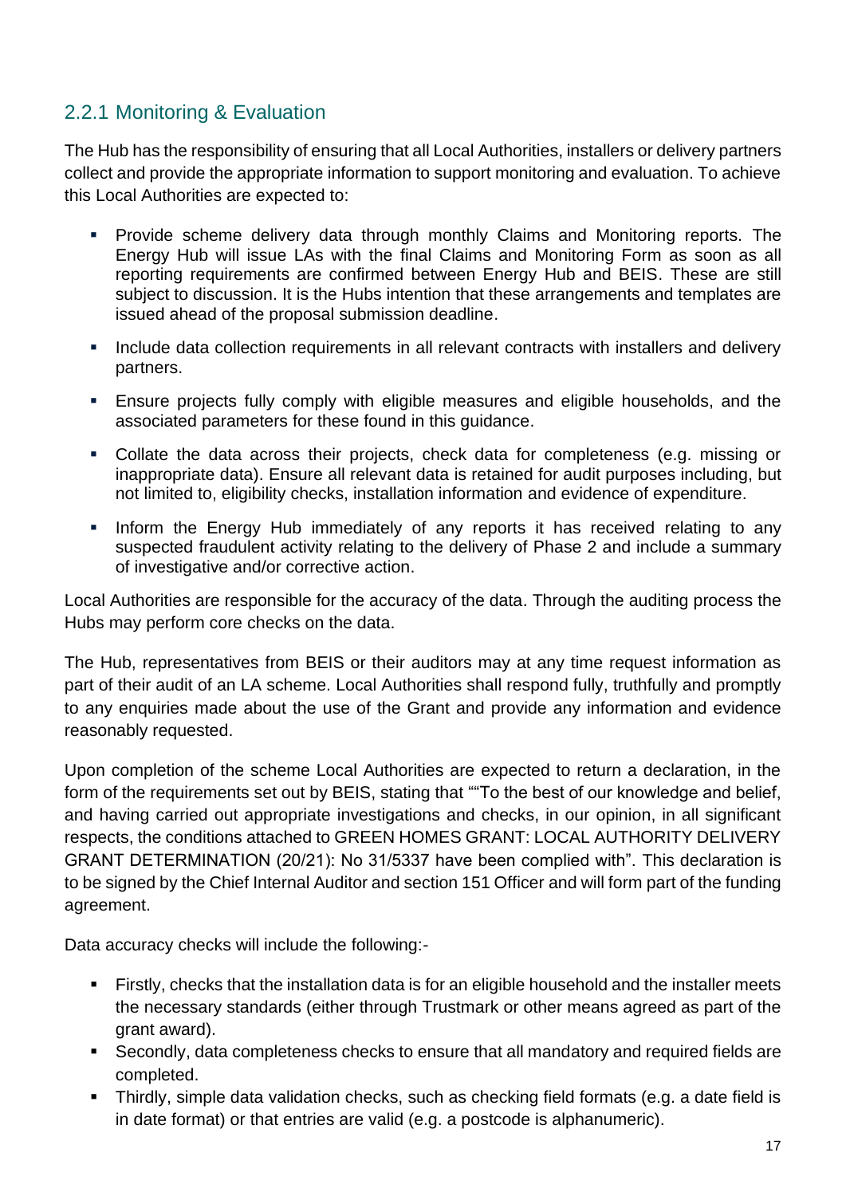### 2.2.1 Monitoring & Evaluation

The Hub has the responsibility of ensuring that all Local Authorities, installers or delivery partners collect and provide the appropriate information to support monitoring and evaluation. To achieve this Local Authorities are expected to:

- Provide scheme delivery data through monthly Claims and Monitoring reports. The Energy Hub will issue LAs with the final Claims and Monitoring Form as soon as all reporting requirements are confirmed between Energy Hub and BEIS. These are still subject to discussion. It is the Hubs intention that these arrangements and templates are issued ahead of the proposal submission deadline.
- Include data collection requirements in all relevant contracts with installers and delivery partners.
- Ensure projects fully comply with eligible measures and eligible households, and the associated parameters for these found in this guidance.
- Collate the data across their projects, check data for completeness (e.g. missing or inappropriate data). Ensure all relevant data is retained for audit purposes including, but not limited to, eligibility checks, installation information and evidence of expenditure.
- Inform the Energy Hub immediately of any reports it has received relating to any suspected fraudulent activity relating to the delivery of Phase 2 and include a summary of investigative and/or corrective action.

Local Authorities are responsible for the accuracy of the data. Through the auditing process the Hubs may perform core checks on the data.

The Hub, representatives from BEIS or their auditors may at any time request information as part of their audit of an LA scheme. Local Authorities shall respond fully, truthfully and promptly to any enquiries made about the use of the Grant and provide any information and evidence reasonably requested.

Upon completion of the scheme Local Authorities are expected to return a declaration, in the form of the requirements set out by BEIS, stating that ""To the best of our knowledge and belief, and having carried out appropriate investigations and checks, in our opinion, in all significant respects, the conditions attached to GREEN HOMES GRANT: LOCAL AUTHORITY DELIVERY GRANT DETERMINATION (20/21): No 31/5337 have been complied with". This declaration is to be signed by the Chief Internal Auditor and section 151 Officer and will form part of the funding agreement.

Data accuracy checks will include the following:-

- Firstly, checks that the installation data is for an eligible household and the installer meets the necessary standards (either through Trustmark or other means agreed as part of the grant award).
- Secondly, data completeness checks to ensure that all mandatory and required fields are completed.
- Thirdly, simple data validation checks, such as checking field formats (e.g. a date field is in date format) or that entries are valid (e.g. a postcode is alphanumeric).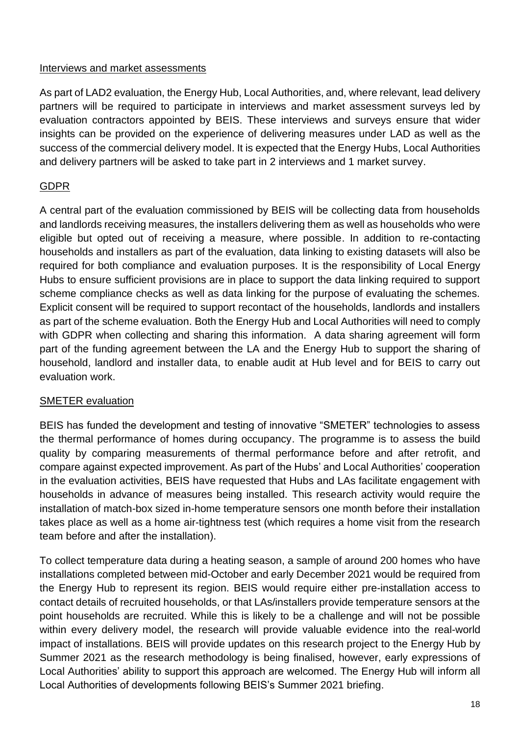### Interviews and market assessments

As part of LAD2 evaluation, the Energy Hub, Local Authorities, and, where relevant, lead delivery partners will be required to participate in interviews and market assessment surveys led by evaluation contractors appointed by BEIS. These interviews and surveys ensure that wider insights can be provided on the experience of delivering measures under LAD as well as the success of the commercial delivery model. It is expected that the Energy Hubs, Local Authorities and delivery partners will be asked to take part in 2 interviews and 1 market survey.

### GDPR

A central part of the evaluation commissioned by BEIS will be collecting data from households and landlords receiving measures, the installers delivering them as well as households who were eligible but opted out of receiving a measure, where possible. In addition to re-contacting households and installers as part of the evaluation, data linking to existing datasets will also be required for both compliance and evaluation purposes. It is the responsibility of Local Energy Hubs to ensure sufficient provisions are in place to support the data linking required to support scheme compliance checks as well as data linking for the purpose of evaluating the schemes. Explicit consent will be required to support recontact of the households, landlords and installers as part of the scheme evaluation. Both the Energy Hub and Local Authorities will need to comply with GDPR when collecting and sharing this information. A data sharing agreement will form part of the funding agreement between the LA and the Energy Hub to support the sharing of household, landlord and installer data, to enable audit at Hub level and for BEIS to carry out evaluation work.

### SMETER evaluation

BEIS has funded the development and testing of innovative "SMETER" technologies to assess the thermal performance of homes during occupancy. The programme is to assess the build quality by comparing measurements of thermal performance before and after retrofit, and compare against expected improvement. As part of the Hubs' and Local Authorities' cooperation in the evaluation activities, BEIS have requested that Hubs and LAs facilitate engagement with households in advance of measures being installed. This research activity would require the installation of match-box sized in-home temperature sensors one month before their installation takes place as well as a home air-tightness test (which requires a home visit from the research team before and after the installation).

To collect temperature data during a heating season, a sample of around 200 homes who have installations completed between mid-October and early December 2021 would be required from the Energy Hub to represent its region. BEIS would require either pre-installation access to contact details of recruited households, or that LAs/installers provide temperature sensors at the point households are recruited. While this is likely to be a challenge and will not be possible within every delivery model, the research will provide valuable evidence into the real-world impact of installations. BEIS will provide updates on this research project to the Energy Hub by Summer 2021 as the research methodology is being finalised, however, early expressions of Local Authorities' ability to support this approach are welcomed. The Energy Hub will inform all Local Authorities of developments following BEIS's Summer 2021 briefing.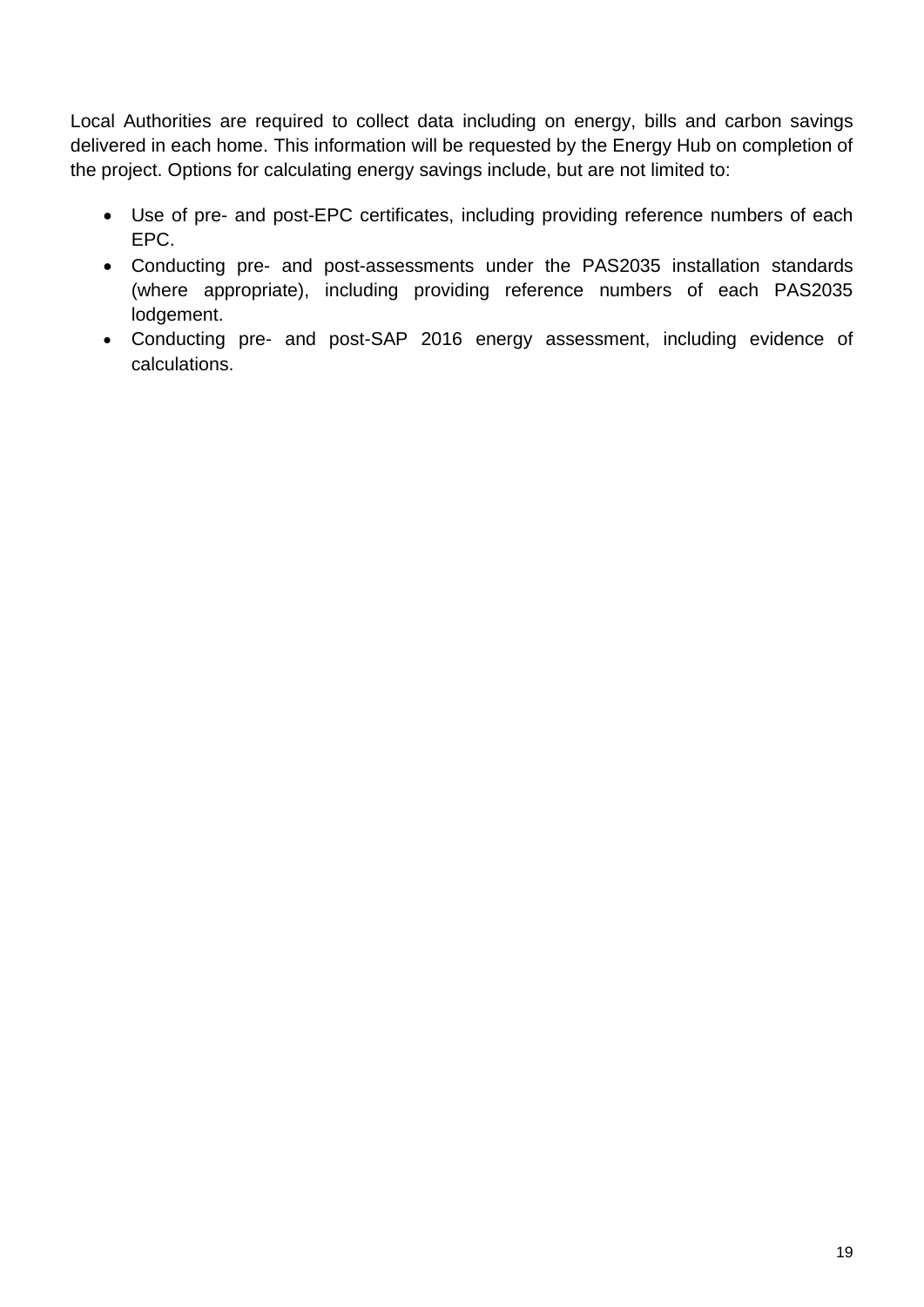Local Authorities are required to collect data including on energy, bills and carbon savings delivered in each home. This information will be requested by the Energy Hub on completion of the project. Options for calculating energy savings include, but are not limited to:

- Use of pre- and post-EPC certificates, including providing reference numbers of each EPC.
- Conducting pre- and post-assessments under the PAS2035 installation standards (where appropriate), including providing reference numbers of each PAS2035 lodgement.
- Conducting pre- and post-SAP 2016 energy assessment, including evidence of calculations.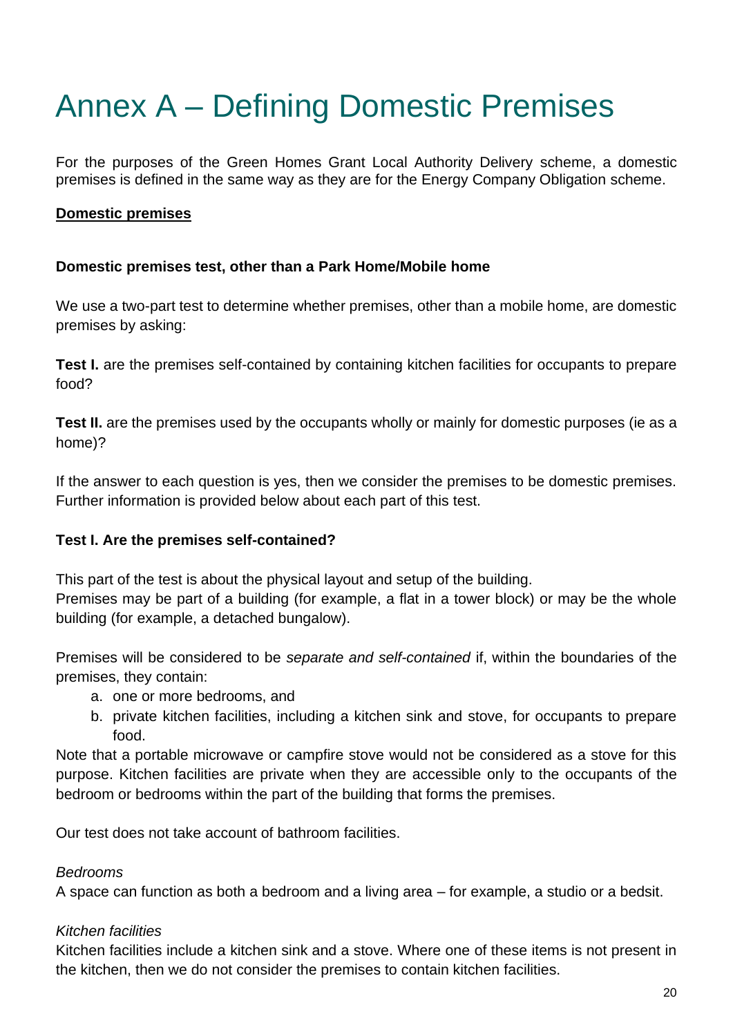# Annex A – Defining Domestic Premises

For the purposes of the Green Homes Grant Local Authority Delivery scheme, a domestic premises is defined in the same way as they are for the Energy Company Obligation scheme.

**Domestic premises**

**Domestic premises test, other than a Park Home/Mobile home**

We use a two-part test to determine whether premises, other than a mobile home, are domestic premises by asking:

**Test I.** are the premises self-contained by containing kitchen facilities for occupants to prepare food?

**Test II.** are the premises used by the occupants wholly or mainly for domestic purposes (ie as a home)?

If the answer to each question is yes, then we consider the premises to be domestic premises. Further information is provided below about each part of this test.

**Test I. Are the premises self-contained?**

This part of the test is about the physical layout and setup of the building.
Premises may be part of a building (for example, a flat in a tower block) or may be the whole building (for example, a detached bungalow).

Premises will be considered to be *separate and self-contained* if, within the boundaries of the premises, they contain:

a. one or more bedrooms, and
b. private kitchen facilities, including a kitchen sink and stove, for occupants to prepare food.

Note that a portable microwave or campfire stove would not be considered as a stove for this purpose. Kitchen facilities are private when they are accessible only to the occupants of the bedroom or bedrooms within the part of the building that forms the premises.

Our test does not take account of bathroom facilities.

*Bedrooms*
A space can function as both a bedroom and a living area – for example, a studio or a bedsit.

*Kitchen facilities*
Kitchen facilities include a kitchen sink and a stove. Where one of these items is not present in the kitchen, then we do not consider the premises to contain kitchen facilities.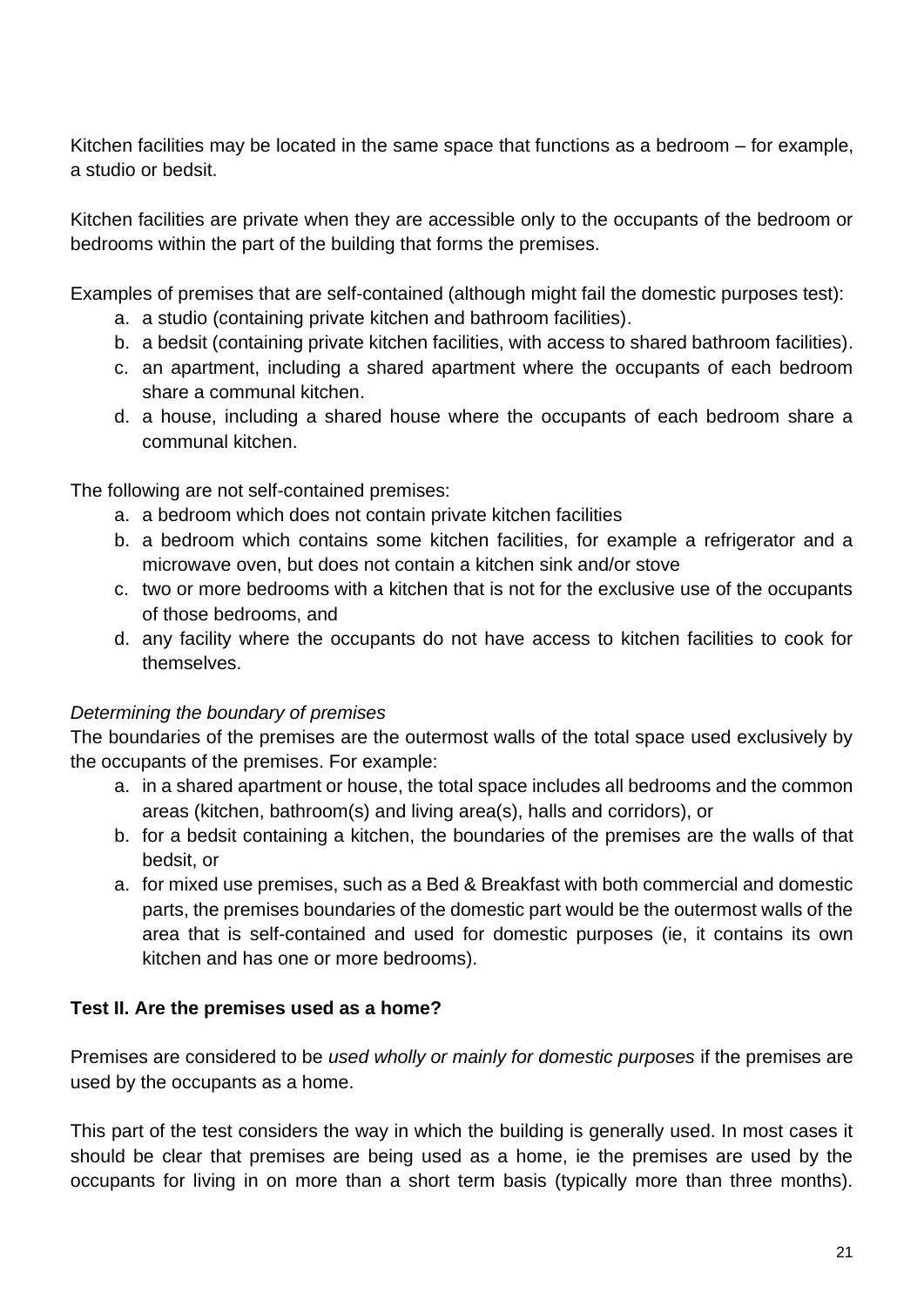Kitchen facilities may be located in the same space that functions as a bedroom – for example, a studio or bedsit.

Kitchen facilities are private when they are accessible only to the occupants of the bedroom or bedrooms within the part of the building that forms the premises.

Examples of premises that are self-contained (although might fail the domestic purposes test):

a. a studio (containing private kitchen and bathroom facilities).
b. a bedsit (containing private kitchen facilities, with access to shared bathroom facilities).
c. an apartment, including a shared apartment where the occupants of each bedroom share a communal kitchen.
d. a house, including a shared house where the occupants of each bedroom share a communal kitchen.

The following are not self-contained premises:

a. a bedroom which does not contain private kitchen facilities
b. a bedroom which contains some kitchen facilities, for example a refrigerator and a microwave oven, but does not contain a kitchen sink and/or stove
c. two or more bedrooms with a kitchen that is not for the exclusive use of the occupants of those bedrooms, and
d. any facility where the occupants do not have access to kitchen facilities to cook for themselves.

*Determining the boundary of premises*

The boundaries of the premises are the outermost walls of the total space used exclusively by the occupants of the premises. For example:

a. in a shared apartment or house, the total space includes all bedrooms and the common areas (kitchen, bathroom(s) and living area(s), halls and corridors), or
b. for a bedsit containing a kitchen, the boundaries of the premises are the walls of that bedsit, or
a. for mixed use premises, such as a Bed & Breakfast with both commercial and domestic parts, the premises boundaries of the domestic part would be the outermost walls of the area that is self-contained and used for domestic purposes (ie, it contains its own kitchen and has one or more bedrooms).

**Test II. Are the premises used as a home?**

Premises are considered to be *used wholly or mainly for domestic purposes* if the premises are used by the occupants as a home.

This part of the test considers the way in which the building is generally used. In most cases it should be clear that premises are being used as a home, ie the premises are used by the occupants for living in on more than a short term basis (typically more than three months).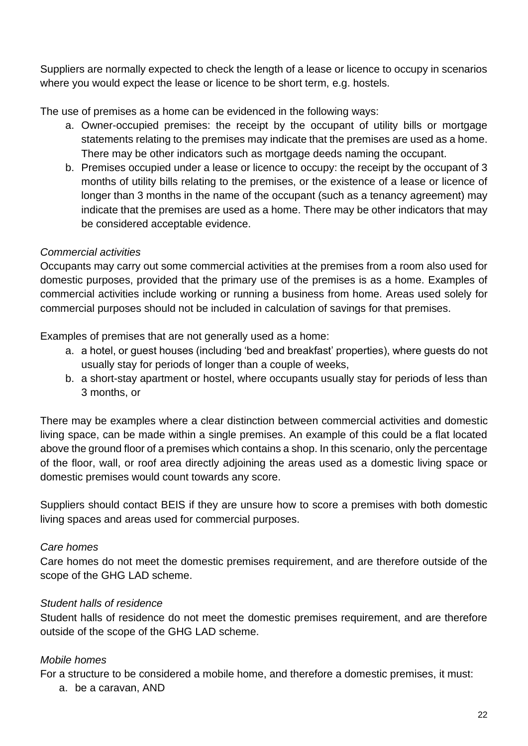Suppliers are normally expected to check the length of a lease or licence to occupy in scenarios where you would expect the lease or licence to be short term, e.g. hostels.

The use of premises as a home can be evidenced in the following ways:

a. Owner-occupied premises: the receipt by the occupant of utility bills or mortgage statements relating to the premises may indicate that the premises are used as a home. There may be other indicators such as mortgage deeds naming the occupant.
b. Premises occupied under a lease or licence to occupy: the receipt by the occupant of 3 months of utility bills relating to the premises, or the existence of a lease or licence of longer than 3 months in the name of the occupant (such as a tenancy agreement) may indicate that the premises are used as a home. There may be other indicators that may be considered acceptable evidence.

*Commercial activities*

Occupants may carry out some commercial activities at the premises from a room also used for domestic purposes, provided that the primary use of the premises is as a home. Examples of commercial activities include working or running a business from home. Areas used solely for commercial purposes should not be included in calculation of savings for that premises.

Examples of premises that are not generally used as a home:

a. a hotel, or guest houses (including 'bed and breakfast' properties), where guests do not usually stay for periods of longer than a couple of weeks,
b. a short-stay apartment or hostel, where occupants usually stay for periods of less than 3 months, or

There may be examples where a clear distinction between commercial activities and domestic living space, can be made within a single premises. An example of this could be a flat located above the ground floor of a premises which contains a shop. In this scenario, only the percentage of the floor, wall, or roof area directly adjoining the areas used as a domestic living space or domestic premises would count towards any score.

Suppliers should contact BEIS if they are unsure how to score a premises with both domestic living spaces and areas used for commercial purposes.

*Care homes*

Care homes do not meet the domestic premises requirement, and are therefore outside of the scope of the GHG LAD scheme.

*Student halls of residence*

Student halls of residence do not meet the domestic premises requirement, and are therefore outside of the scope of the GHG LAD scheme.

*Mobile homes*

For a structure to be considered a mobile home, and therefore a domestic premises, it must:

a. be a caravan, AND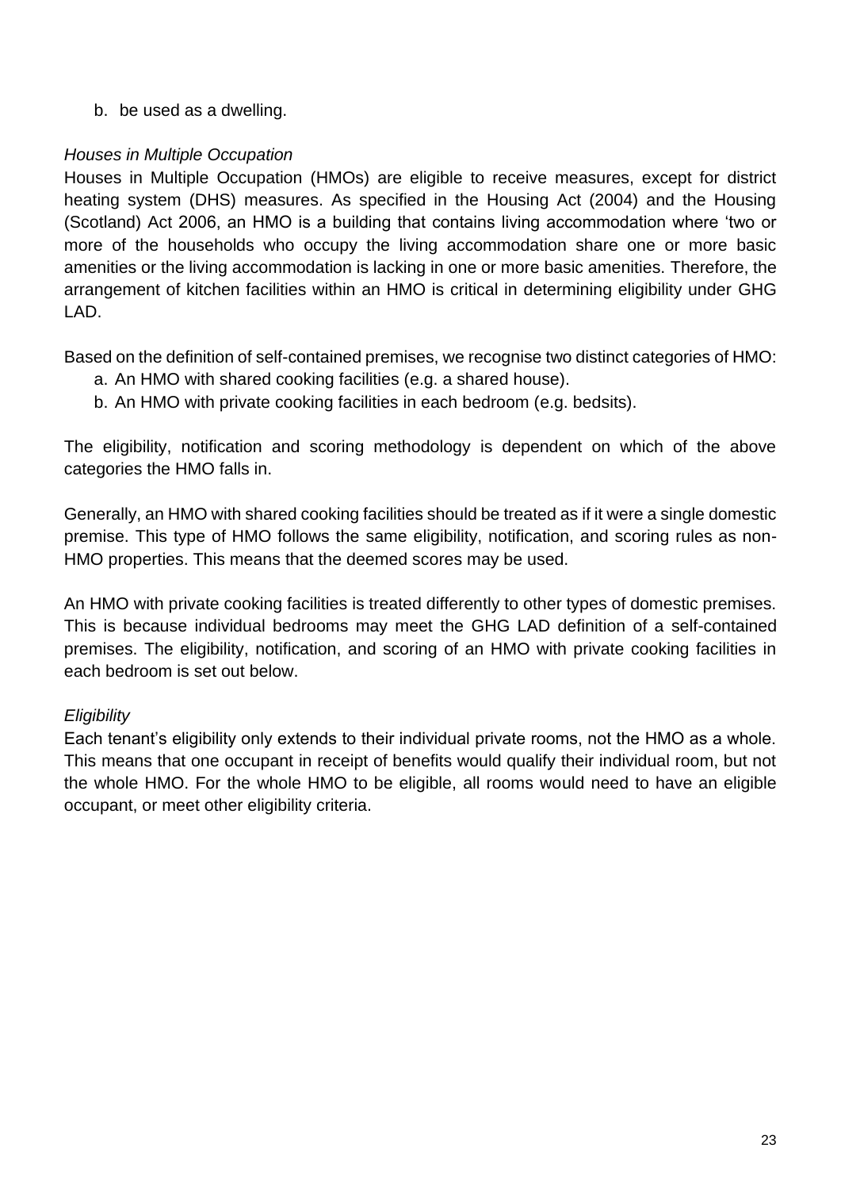b. be used as a dwelling.

*Houses in Multiple Occupation*

Houses in Multiple Occupation (HMOs) are eligible to receive measures, except for district heating system (DHS) measures. As specified in the Housing Act (2004) and the Housing (Scotland) Act 2006, an HMO is a building that contains living accommodation where 'two or more of the households who occupy the living accommodation share one or more basic amenities or the living accommodation is lacking in one or more basic amenities. Therefore, the arrangement of kitchen facilities within an HMO is critical in determining eligibility under GHG LAD.

Based on the definition of self-contained premises, we recognise two distinct categories of HMO:

a. An HMO with shared cooking facilities (e.g. a shared house).
b. An HMO with private cooking facilities in each bedroom (e.g. bedsits).

The eligibility, notification and scoring methodology is dependent on which of the above categories the HMO falls in.

Generally, an HMO with shared cooking facilities should be treated as if it were a single domestic premise. This type of HMO follows the same eligibility, notification, and scoring rules as non-HMO properties. This means that the deemed scores may be used.

An HMO with private cooking facilities is treated differently to other types of domestic premises. This is because individual bedrooms may meet the GHG LAD definition of a self-contained premises. The eligibility, notification, and scoring of an HMO with private cooking facilities in each bedroom is set out below.

*Eligibility*

Each tenant's eligibility only extends to their individual private rooms, not the HMO as a whole. This means that one occupant in receipt of benefits would qualify their individual room, but not the whole HMO. For the whole HMO to be eligible, all rooms would need to have an eligible occupant, or meet other eligibility criteria.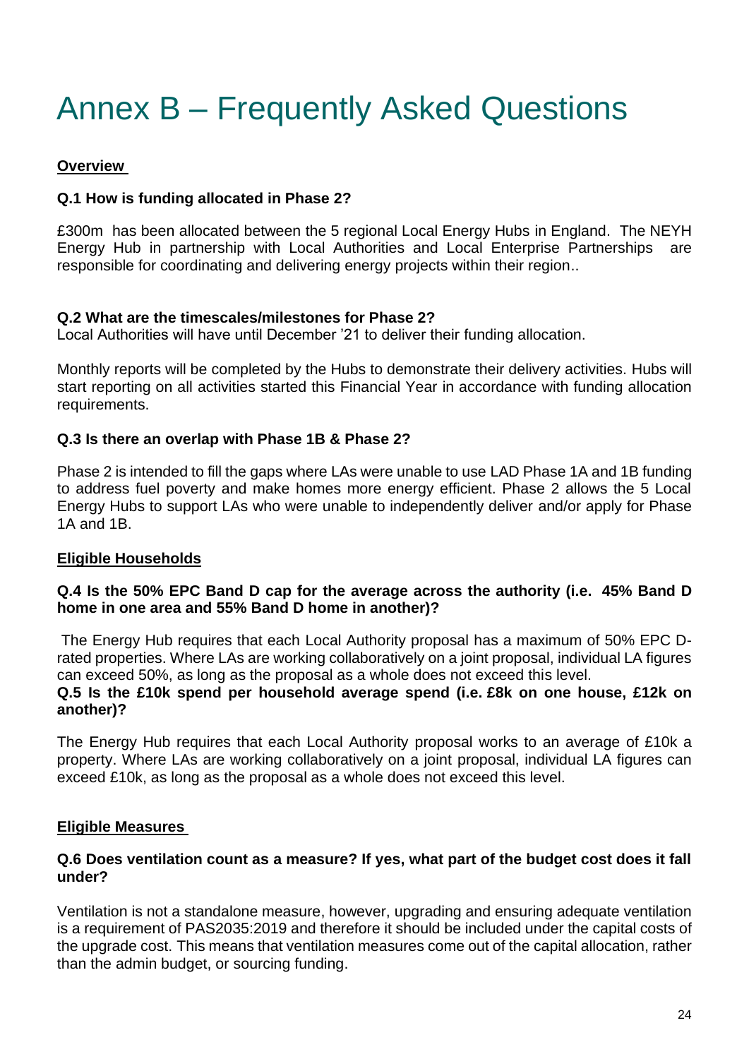# Annex B – Frequently Asked Questions

**Overview**

**Q.1 How is funding allocated in Phase 2?**

£300m has been allocated between the 5 regional Local Energy Hubs in England. The NEYH Energy Hub in partnership with Local Authorities and Local Enterprise Partnerships are responsible for coordinating and delivering energy projects within their region..

**Q.2 What are the timescales/milestones for Phase 2?**

Local Authorities will have until December '21 to deliver their funding allocation.

Monthly reports will be completed by the Hubs to demonstrate their delivery activities. Hubs will start reporting on all activities started this Financial Year in accordance with funding allocation requirements.

**Q.3 Is there an overlap with Phase 1B & Phase 2?**

Phase 2 is intended to fill the gaps where LAs were unable to use LAD Phase 1A and 1B funding to address fuel poverty and make homes more energy efficient. Phase 2 allows the 5 Local Energy Hubs to support LAs who were unable to independently deliver and/or apply for Phase 1A and 1B.

**Eligible Households**

**Q.4 Is the 50% EPC Band D cap for the average across the authority (i.e. 45% Band D home in one area and 55% Band D home in another)?**

The Energy Hub requires that each Local Authority proposal has a maximum of 50% EPC D-rated properties. Where LAs are working collaboratively on a joint proposal, individual LA figures can exceed 50%, as long as the proposal as a whole does not exceed this level.

**Q.5 Is the £10k spend per household average spend (i.e. £8k on one house, £12k on another)?**

The Energy Hub requires that each Local Authority proposal works to an average of £10k a property. Where LAs are working collaboratively on a joint proposal, individual LA figures can exceed £10k, as long as the proposal as a whole does not exceed this level.

**Eligible Measures**

**Q.6 Does ventilation count as a measure? If yes, what part of the budget cost does it fall under?**

Ventilation is not a standalone measure, however, upgrading and ensuring adequate ventilation is a requirement of PAS2035:2019 and therefore it should be included under the capital costs of the upgrade cost. This means that ventilation measures come out of the capital allocation, rather than the admin budget, or sourcing funding.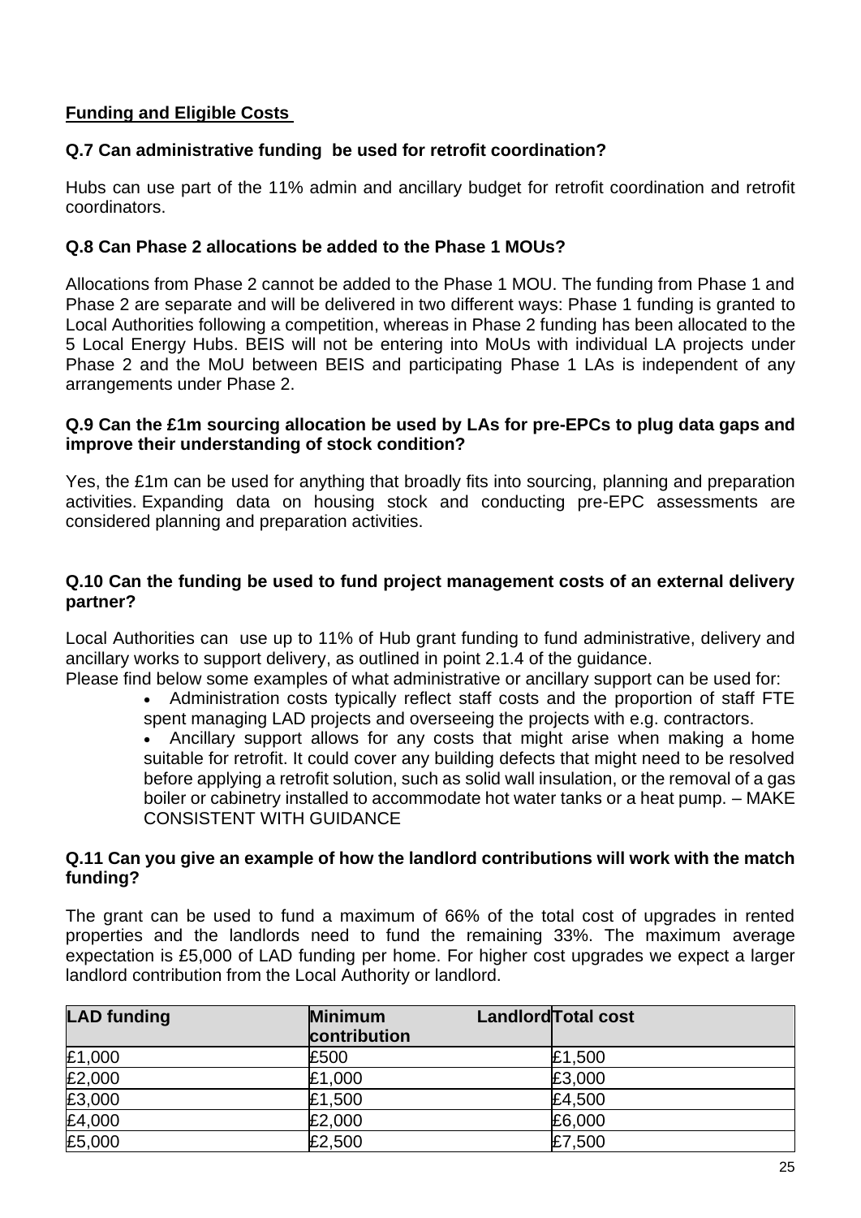**Funding and Eligible Costs**

### Q.7 Can administrative funding be used for retrofit coordination?

Hubs can use part of the 11% admin and ancillary budget for retrofit coordination and retrofit coordinators.

### Q.8 Can Phase 2 allocations be added to the Phase 1 MOUs?

Allocations from Phase 2 cannot be added to the Phase 1 MOU. The funding from Phase 1 and Phase 2 are separate and will be delivered in two different ways: Phase 1 funding is granted to Local Authorities following a competition, whereas in Phase 2 funding has been allocated to the 5 Local Energy Hubs. BEIS will not be entering into MoUs with individual LA projects under Phase 2 and the MoU between BEIS and participating Phase 1 LAs is independent of any arrangements under Phase 2.

### Q.9 Can the £1m sourcing allocation be used by LAs for pre-EPCs to plug data gaps and improve their understanding of stock condition?

Yes, the £1m can be used for anything that broadly fits into sourcing, planning and preparation activities. Expanding data on housing stock and conducting pre-EPC assessments are considered planning and preparation activities.

### Q.10 Can the funding be used to fund project management costs of an external delivery partner?

Local Authorities can use up to 11% of Hub grant funding to fund administrative, delivery and ancillary works to support delivery, as outlined in point 2.1.4 of the guidance.
Please find below some examples of what administrative or ancillary support can be used for:

- Administration costs typically reflect staff costs and the proportion of staff FTE spent managing LAD projects and overseeing the projects with e.g. contractors.
- Ancillary support allows for any costs that might arise when making a home suitable for retrofit. It could cover any building defects that might need to be resolved before applying a retrofit solution, such as solid wall insulation, or the removal of a gas boiler or cabinetry installed to accommodate hot water tanks or a heat pump. – MAKE CONSISTENT WITH GUIDANCE

### Q.11 Can you give an example of how the landlord contributions will work with the match funding?

The grant can be used to fund a maximum of 66% of the total cost of upgrades in rented properties and the landlords need to fund the remaining 33%. The maximum average expectation is £5,000 of LAD funding per home. For higher cost upgrades we expect a larger landlord contribution from the Local Authority or landlord.

| LAD funding | Minimum Landlord contribution | Total cost |
|---|---|---|
| £1,000 | £500 | £1,500 |
| £2,000 | £1,000 | £3,000 |
| £3,000 | £1,500 | £4,500 |
| £4,000 | £2,000 | £6,000 |
| £5,000 | £2,500 | £7,500 |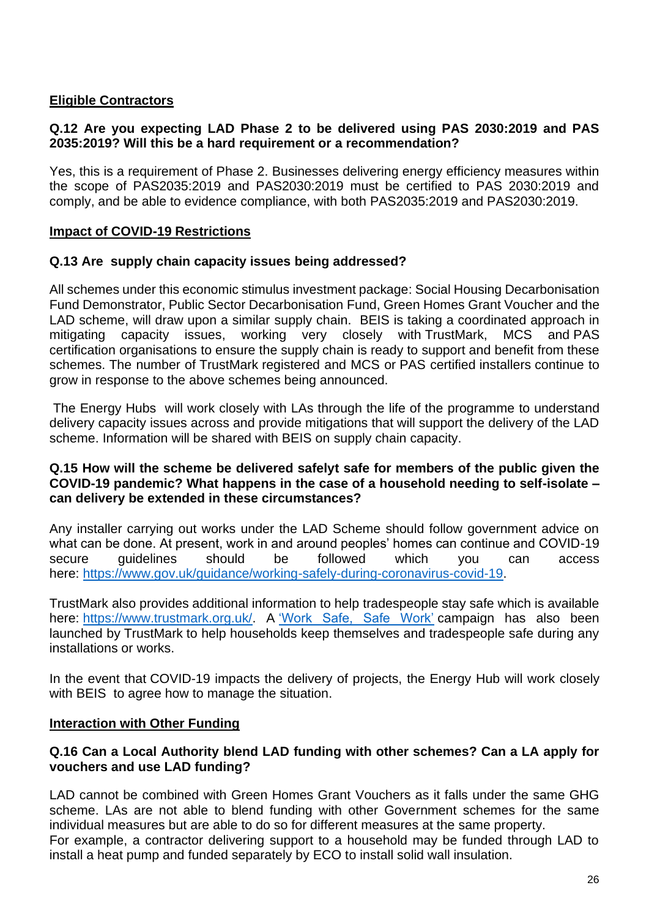**Eligible Contractors**

**Q.12 Are you expecting LAD Phase 2 to be delivered using PAS 2030:2019 and PAS 2035:2019? Will this be a hard requirement or a recommendation?**

Yes, this is a requirement of Phase 2. Businesses delivering energy efficiency measures within the scope of PAS2035:2019 and PAS2030:2019 must be certified to PAS 2030:2019 and comply, and be able to evidence compliance, with both PAS2035:2019 and PAS2030:2019.

**Impact of COVID-19 Restrictions**

**Q.13 Are supply chain capacity issues being addressed?**

All schemes under this economic stimulus investment package: Social Housing Decarbonisation Fund Demonstrator, Public Sector Decarbonisation Fund, Green Homes Grant Voucher and the LAD scheme, will draw upon a similar supply chain. BEIS is taking a coordinated approach in mitigating capacity issues, working very closely with TrustMark, MCS and PAS certification organisations to ensure the supply chain is ready to support and benefit from these schemes. The number of TrustMark registered and MCS or PAS certified installers continue to grow in response to the above schemes being announced.

The Energy Hubs will work closely with LAs through the life of the programme to understand delivery capacity issues across and provide mitigations that will support the delivery of the LAD scheme. Information will be shared with BEIS on supply chain capacity.

**Q.15 How will the scheme be delivered safelyt safe for members of the public given the COVID-19 pandemic? What happens in the case of a household needing to self-isolate – can delivery be extended in these circumstances?**

Any installer carrying out works under the LAD Scheme should follow government advice on what can be done. At present, work in and around peoples' homes can continue and COVID-19 secure guidelines should be followed which you can access here: [https://www.gov.uk/guidance/working-safely-during-coronavirus-covid-19](https://www.gov.uk/guidance/working-safely-during-coronavirus-covid-19).

TrustMark also provides additional information to help tradespeople stay safe which is available here: [https://www.trustmark.org.uk/](https://www.trustmark.org.uk/). A 'Work Safe, Safe Work' campaign has also been launched by TrustMark to help households keep themselves and tradespeople safe during any installations or works.

In the event that COVID-19 impacts the delivery of projects, the Energy Hub will work closely with BEIS to agree how to manage the situation.

**Interaction with Other Funding**

**Q.16 Can a Local Authority blend LAD funding with other schemes? Can a LA apply for vouchers and use LAD funding?**

LAD cannot be combined with Green Homes Grant Vouchers as it falls under the same GHG scheme. LAs are not able to blend funding with other Government schemes for the same individual measures but are able to do so for different measures at the same property.
For example, a contractor delivering support to a household may be funded through LAD to install a heat pump and funded separately by ECO to install solid wall insulation.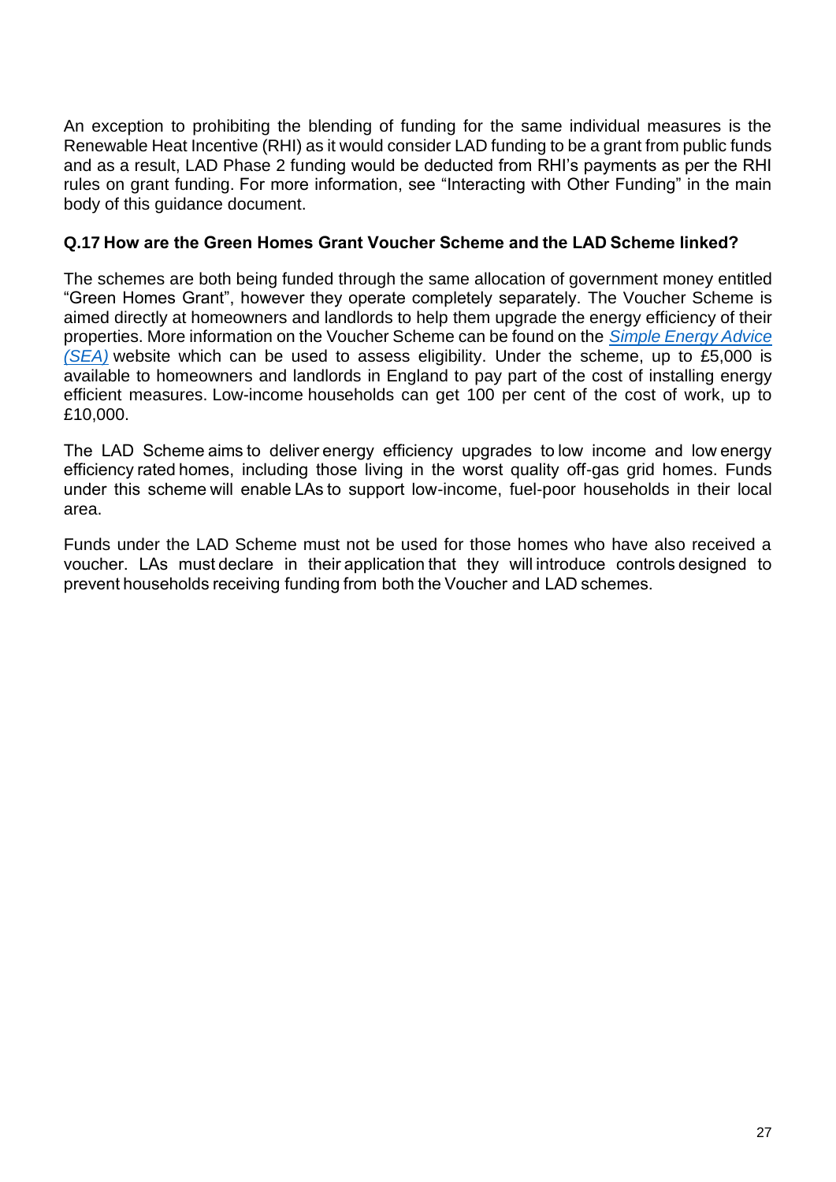An exception to prohibiting the blending of funding for the same individual measures is the Renewable Heat Incentive (RHI) as it would consider LAD funding to be a grant from public funds and as a result, LAD Phase 2 funding would be deducted from RHI's payments as per the RHI rules on grant funding. For more information, see "Interacting with Other Funding" in the main body of this guidance document.

**Q.17 How are the Green Homes Grant Voucher Scheme and the LAD Scheme linked?**

The schemes are both being funded through the same allocation of government money entitled "Green Homes Grant", however they operate completely separately. The Voucher Scheme is aimed directly at homeowners and landlords to help them upgrade the energy efficiency of their properties. More information on the Voucher Scheme can be found on the *Simple Energy Advice (SEA)* website which can be used to assess eligibility. Under the scheme, up to £5,000 is available to homeowners and landlords in England to pay part of the cost of installing energy efficient measures. Low-income households can get 100 per cent of the cost of work, up to £10,000.

The LAD Scheme aims to deliver energy efficiency upgrades to low income and low energy efficiency rated homes, including those living in the worst quality off-gas grid homes. Funds under this scheme will enable LAs to support low-income, fuel-poor households in their local area.

Funds under the LAD Scheme must not be used for those homes who have also received a voucher. LAs must declare in their application that they will introduce controls designed to prevent households receiving funding from both the Voucher and LAD schemes.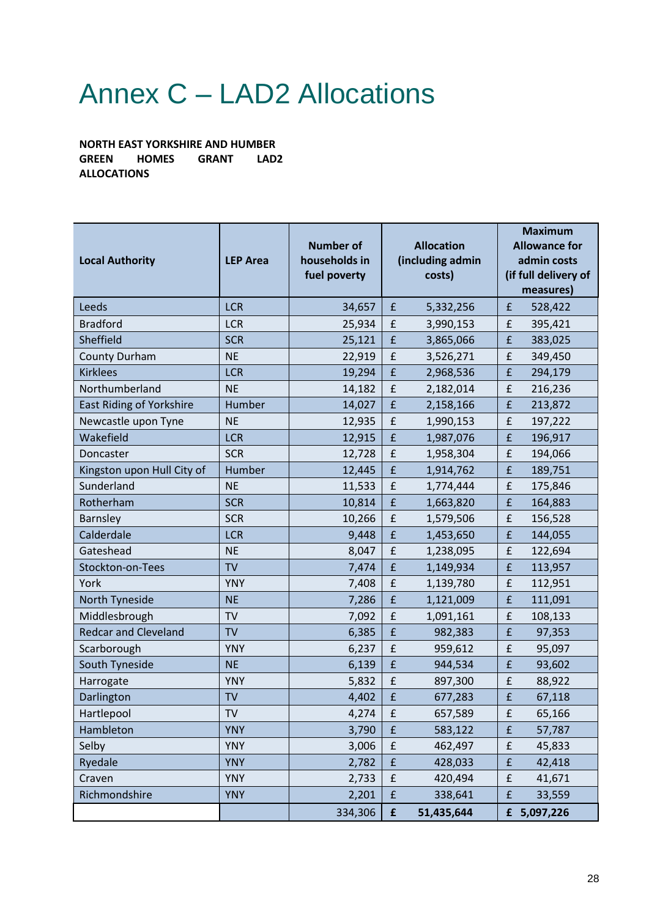# Annex C – LAD2 Allocations

**NORTH EAST YORKSHIRE AND HUMBER GREEN HOMES GRANT LAD2 ALLOCATIONS**

| Local Authority | LEP Area | Number of households in fuel poverty | Allocation (including admin costs) | Maximum Allowance for admin costs (if full delivery of measures) |
|---|---|---|---|---|
| Leeds | LCR | 34,657 | £ 5,332,256 | £ 528,422 |
| Bradford | LCR | 25,934 | £ 3,990,153 | £ 395,421 |
| Sheffield | SCR | 25,121 | £ 3,865,066 | £ 383,025 |
| County Durham | NE | 22,919 | £ 3,526,271 | £ 349,450 |
| Kirklees | LCR | 19,294 | £ 2,968,536 | £ 294,179 |
| Northumberland | NE | 14,182 | £ 2,182,014 | £ 216,236 |
| East Riding of Yorkshire | Humber | 14,027 | £ 2,158,166 | £ 213,872 |
| Newcastle upon Tyne | NE | 12,935 | £ 1,990,153 | £ 197,222 |
| Wakefield | LCR | 12,915 | £ 1,987,076 | £ 196,917 |
| Doncaster | SCR | 12,728 | £ 1,958,304 | £ 194,066 |
| Kingston upon Hull City of | Humber | 12,445 | £ 1,914,762 | £ 189,751 |
| Sunderland | NE | 11,533 | £ 1,774,444 | £ 175,846 |
| Rotherham | SCR | 10,814 | £ 1,663,820 | £ 164,883 |
| Barnsley | SCR | 10,266 | £ 1,579,506 | £ 156,528 |
| Calderdale | LCR | 9,448 | £ 1,453,650 | £ 144,055 |
| Gateshead | NE | 8,047 | £ 1,238,095 | £ 122,694 |
| Stockton-on-Tees | TV | 7,474 | £ 1,149,934 | £ 113,957 |
| York | YNY | 7,408 | £ 1,139,780 | £ 112,951 |
| North Tyneside | NE | 7,286 | £ 1,121,009 | £ 111,091 |
| Middlesbrough | TV | 7,092 | £ 1,091,161 | £ 108,133 |
| Redcar and Cleveland | TV | 6,385 | £ 982,383 | £ 97,353 |
| Scarborough | YNY | 6,237 | £ 959,612 | £ 95,097 |
| South Tyneside | NE | 6,139 | £ 944,534 | £ 93,602 |
| Harrogate | YNY | 5,832 | £ 897,300 | £ 88,922 |
| Darlington | TV | 4,402 | £ 677,283 | £ 67,118 |
| Hartlepool | TV | 4,274 | £ 657,589 | £ 65,166 |
| Hambleton | YNY | 3,790 | £ 583,122 | £ 57,787 |
| Selby | YNY | 3,006 | £ 462,497 | £ 45,833 |
| Ryedale | YNY | 2,782 | £ 428,033 | £ 42,418 |
| Craven | YNY | 2,733 | £ 420,494 | £ 41,671 |
| Richmondshire | YNY | 2,201 | £ 338,641 | £ 33,559 |
| | | 334,306 | **£ 51,435,644** | **£ 5,097,226** |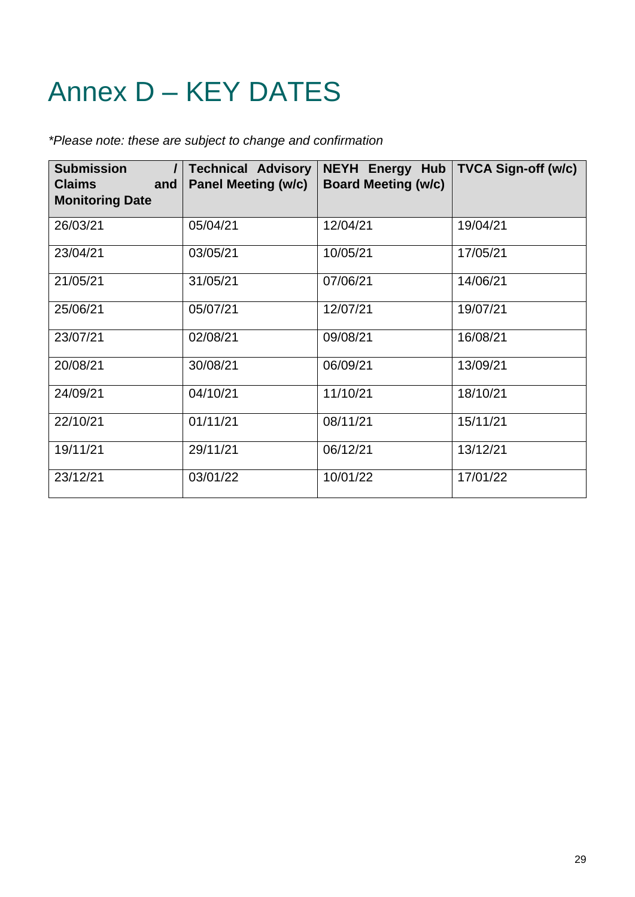# Annex D – KEY DATES

*\*Please note: these are subject to change and confirmation*

| Submission / Claims and Monitoring Date | Technical Advisory Panel Meeting (w/c) | NEYH Energy Hub Board Meeting (w/c) | TVCA Sign-off (w/c) |
|---|---|---|---|
| 26/03/21 | 05/04/21 | 12/04/21 | 19/04/21 |
| 23/04/21 | 03/05/21 | 10/05/21 | 17/05/21 |
| 21/05/21 | 31/05/21 | 07/06/21 | 14/06/21 |
| 25/06/21 | 05/07/21 | 12/07/21 | 19/07/21 |
| 23/07/21 | 02/08/21 | 09/08/21 | 16/08/21 |
| 20/08/21 | 30/08/21 | 06/09/21 | 13/09/21 |
| 24/09/21 | 04/10/21 | 11/10/21 | 18/10/21 |
| 22/10/21 | 01/11/21 | 08/11/21 | 15/11/21 |
| 19/11/21 | 29/11/21 | 06/12/21 | 13/12/21 |
| 23/12/21 | 03/01/22 | 10/01/22 | 17/01/22 |